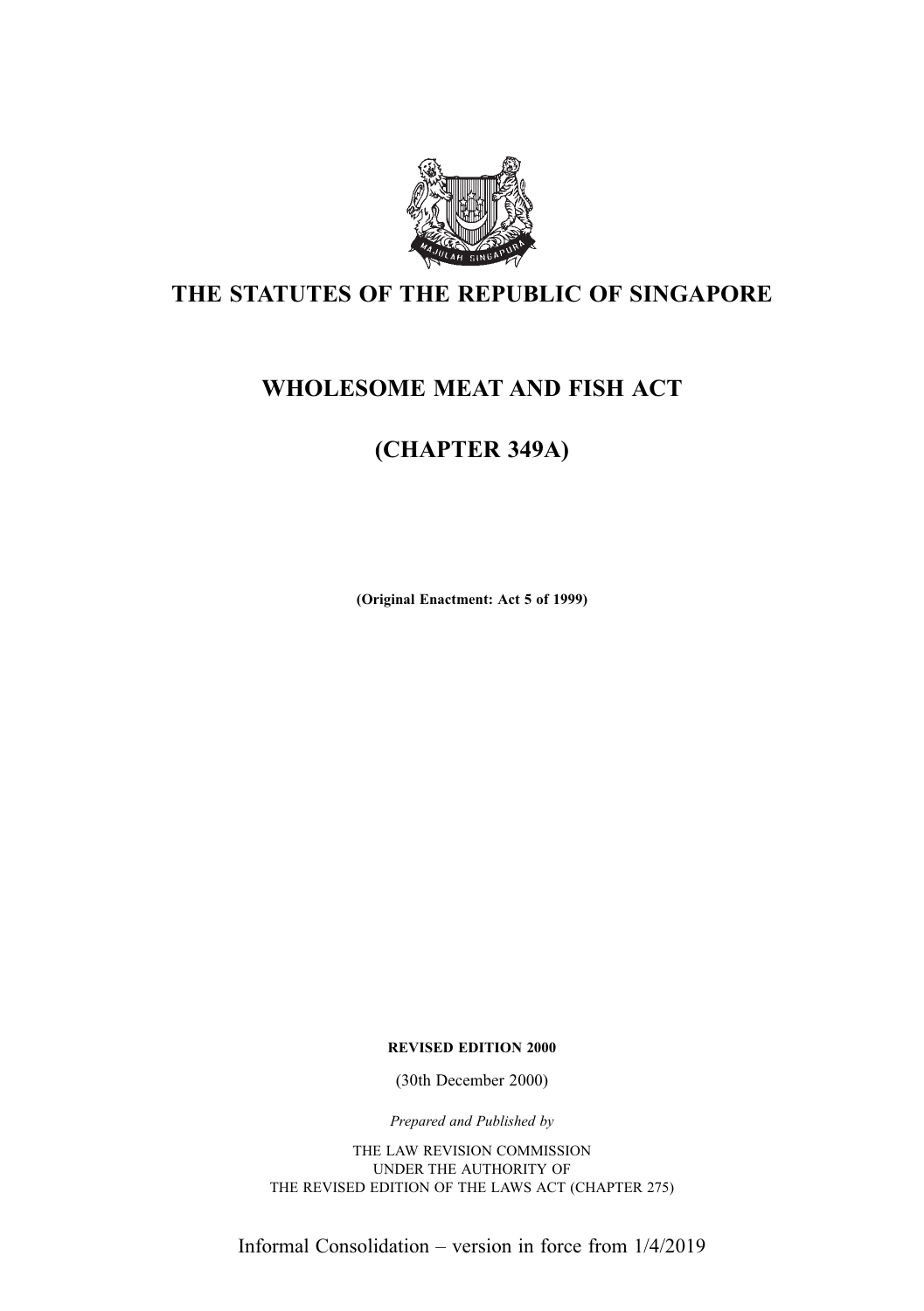# THE STATUTES OF THE REPUBLIC OF SINGAPORE

# WHOLESOME MEAT AND FISH ACT

# (CHAPTER 349A)

**(Original Enactment: Act 5 of 1999)**

**REVISED EDITION 2000**

(30th December 2000)

*Prepared and Published by*

THE LAW REVISION COMMISSION
UNDER THE AUTHORITY OF
THE REVISED EDITION OF THE LAWS ACT (CHAPTER 275)

Informal Consolidation – version in force from 1/4/2019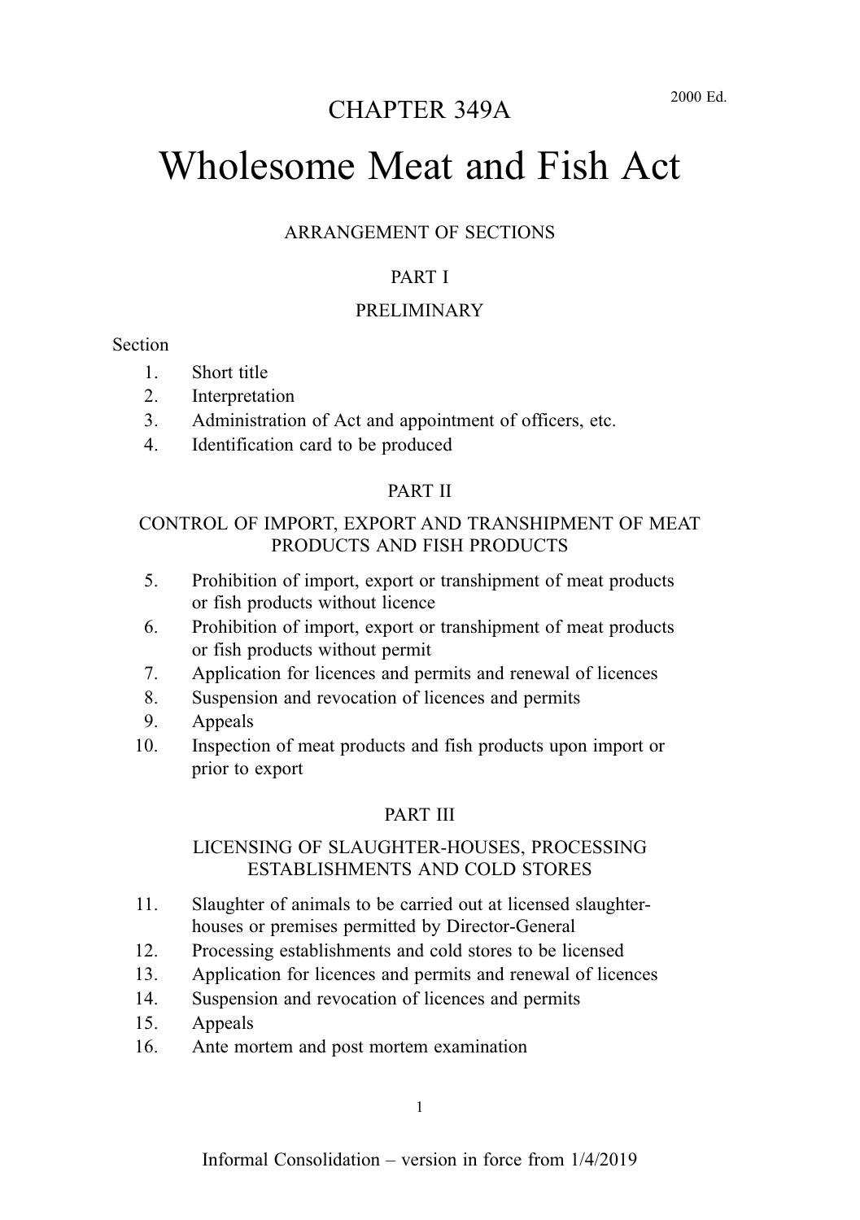# CHAPTER 349A

2000 Ed.

# Wholesome Meat and Fish Act

ARRANGEMENT OF SECTIONS

## PART I

## PRELIMINARY

Section

1. Short title
2. Interpretation
3. Administration of Act and appointment of officers, etc.
4. Identification card to be produced

## PART II

## CONTROL OF IMPORT, EXPORT AND TRANSHIPMENT OF MEAT PRODUCTS AND FISH PRODUCTS

5. Prohibition of import, export or transhipment of meat products or fish products without licence
6. Prohibition of import, export or transhipment of meat products or fish products without permit
7. Application for licences and permits and renewal of licences
8. Suspension and revocation of licences and permits
9. Appeals
10. Inspection of meat products and fish products upon import or prior to export

## PART III

## LICENSING OF SLAUGHTER-HOUSES, PROCESSING ESTABLISHMENTS AND COLD STORES

11. Slaughter of animals to be carried out at licensed slaughter-houses or premises permitted by Director-General
12. Processing establishments and cold stores to be licensed
13. Application for licences and permits and renewal of licences
14. Suspension and revocation of licences and permits
15. Appeals
16. Ante mortem and post mortem examination

Informal Consolidation – version in force from 1/4/2019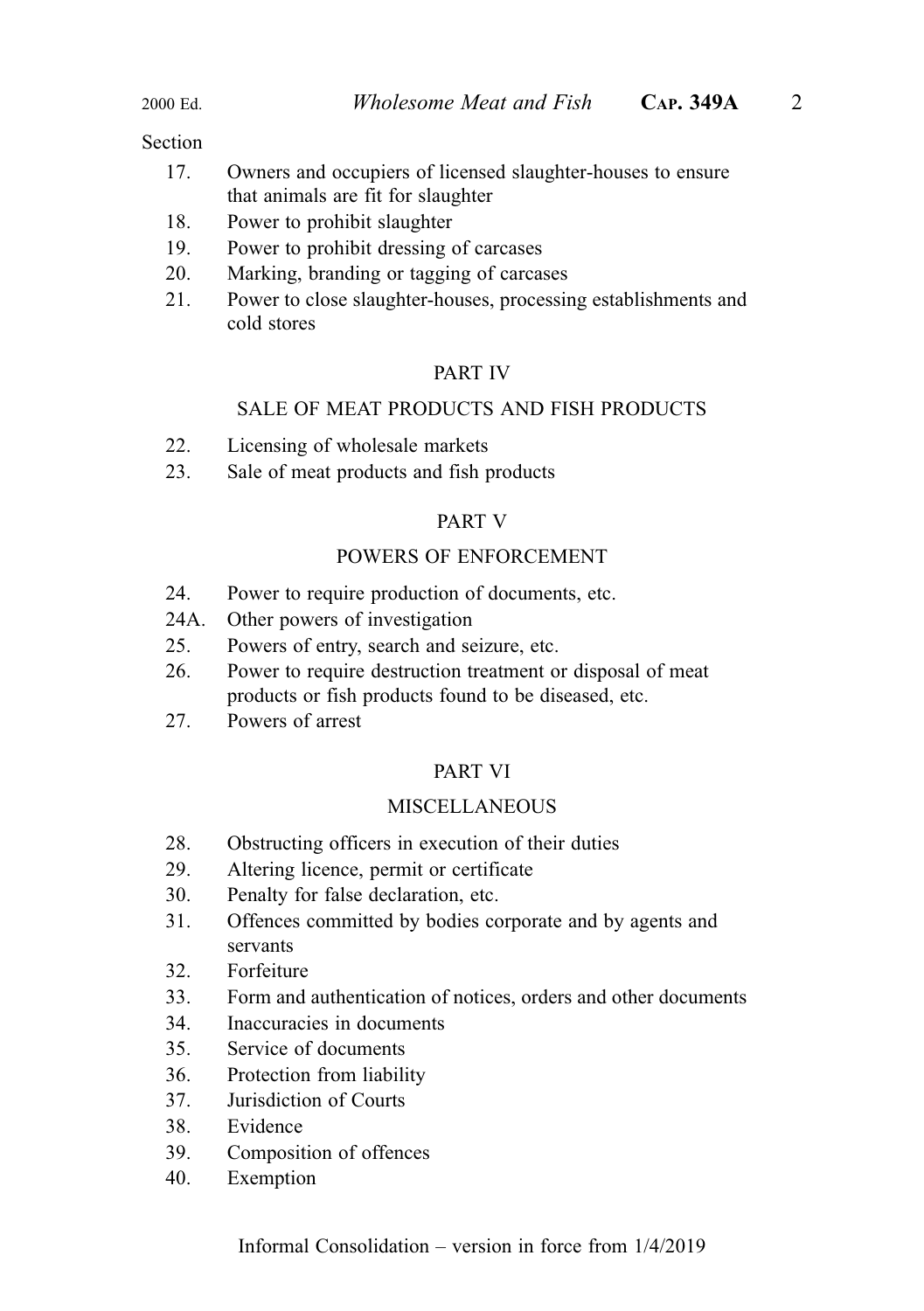Section

17. Owners and occupiers of licensed slaughter-houses to ensure that animals are fit for slaughter
18. Power to prohibit slaughter
19. Power to prohibit dressing of carcases
20. Marking, branding or tagging of carcases
21. Power to close slaughter-houses, processing establishments and cold stores

PART IV

SALE OF MEAT PRODUCTS AND FISH PRODUCTS

22. Licensing of wholesale markets
23. Sale of meat products and fish products

PART V

POWERS OF ENFORCEMENT

24. Power to require production of documents, etc.
24A. Other powers of investigation
25. Powers of entry, search and seizure, etc.
26. Power to require destruction treatment or disposal of meat products or fish products found to be diseased, etc.
27. Powers of arrest

PART VI

MISCELLANEOUS

28. Obstructing officers in execution of their duties
29. Altering licence, permit or certificate
30. Penalty for false declaration, etc.
31. Offences committed by bodies corporate and by agents and servants
32. Forfeiture
33. Form and authentication of notices, orders and other documents
34. Inaccuracies in documents
35. Service of documents
36. Protection from liability
37. Jurisdiction of Courts
38. Evidence
39. Composition of offences
40. Exemption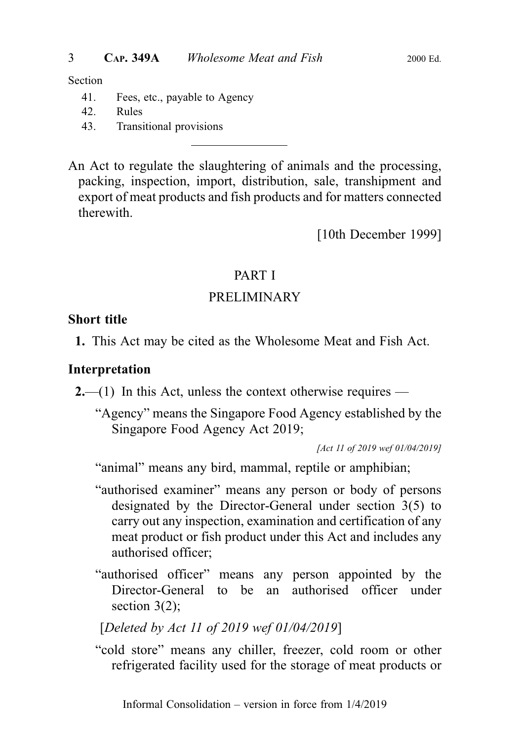Section

41. Fees, etc., payable to Agency
42. Rules
43. Transitional provisions

---

An Act to regulate the slaughtering of animals and the processing, packing, inspection, import, distribution, sale, transhipment and export of meat products and fish products and for matters connected therewith.

[10th December 1999]

## PART I

## PRELIMINARY

### Short title

**1.** This Act may be cited as the Wholesome Meat and Fish Act.

### Interpretation

**2.**—(1) In this Act, unless the context otherwise requires —

"Agency" means the Singapore Food Agency established by the Singapore Food Agency Act 2019;

*[Act 11 of 2019 wef 01/04/2019]*

"animal" means any bird, mammal, reptile or amphibian;

"authorised examiner" means any person or body of persons designated by the Director-General under section 3(5) to carry out any inspection, examination and certification of any meat product or fish product under this Act and includes any authorised officer;

"authorised officer" means any person appointed by the Director-General to be an authorised officer under section 3(2);

[*Deleted by Act 11 of 2019 wef 01/04/2019*]

"cold store" means any chiller, freezer, cold room or other refrigerated facility used for the storage of meat products or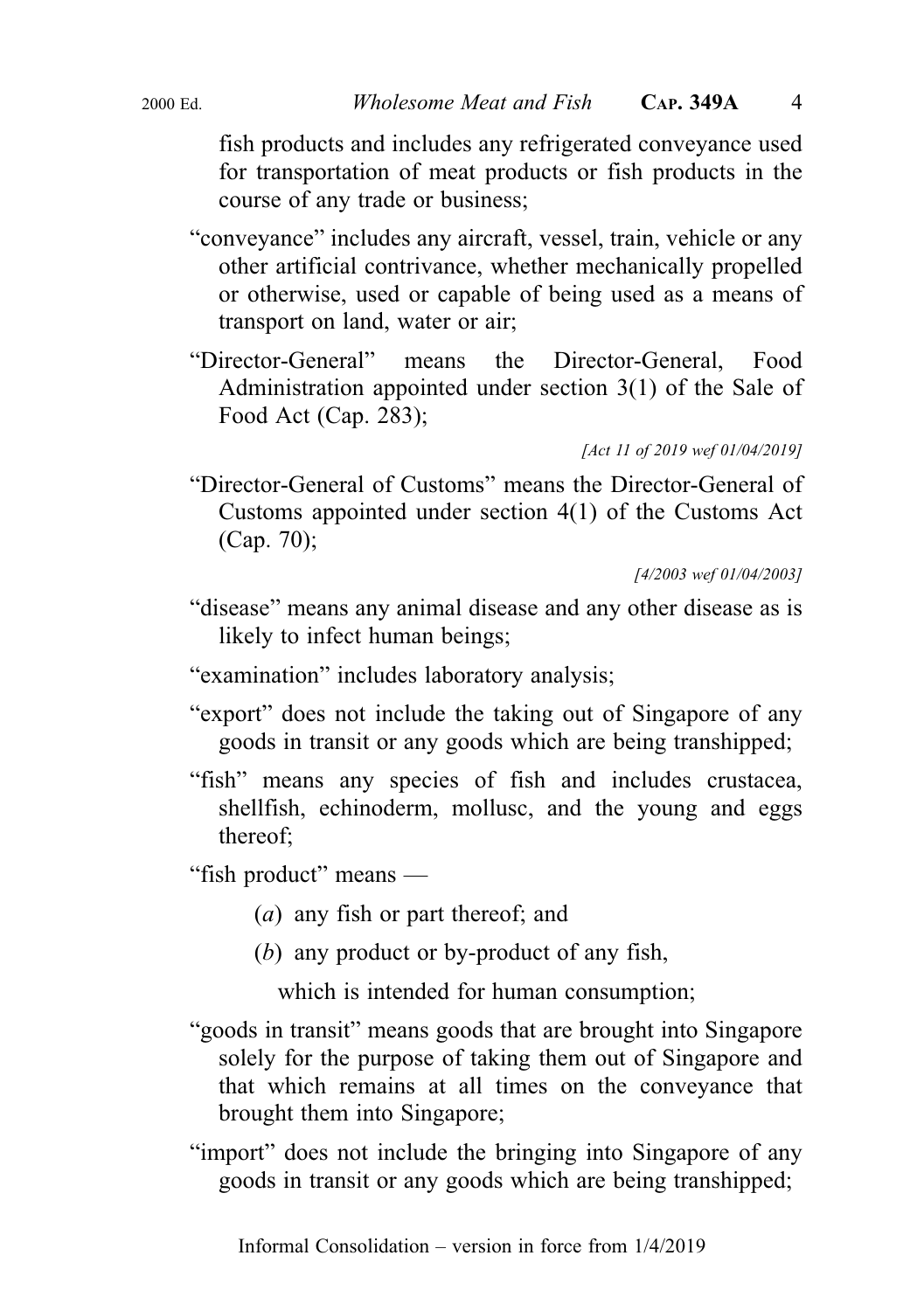fish products and includes any refrigerated conveyance used for transportation of meat products or fish products in the course of any trade or business;

"conveyance" includes any aircraft, vessel, train, vehicle or any other artificial contrivance, whether mechanically propelled or otherwise, used or capable of being used as a means of transport on land, water or air;

"Director-General" means the Director-General, Food Administration appointed under section 3(1) of the Sale of Food Act (Cap. 283);

*[Act 11 of 2019 wef 01/04/2019]*

"Director-General of Customs" means the Director-General of Customs appointed under section 4(1) of the Customs Act (Cap. 70);

*[4/2003 wef 01/04/2003]*

"disease" means any animal disease and any other disease as is likely to infect human beings;

"examination" includes laboratory analysis;

"export" does not include the taking out of Singapore of any goods in transit or any goods which are being transhipped;

"fish" means any species of fish and includes crustacea, shellfish, echinoderm, mollusc, and the young and eggs thereof;

"fish product" means —

(*a*) any fish or part thereof; and

(*b*) any product or by-product of any fish,

which is intended for human consumption;

"goods in transit" means goods that are brought into Singapore solely for the purpose of taking them out of Singapore and that which remains at all times on the conveyance that brought them into Singapore;

"import" does not include the bringing into Singapore of any goods in transit or any goods which are being transhipped;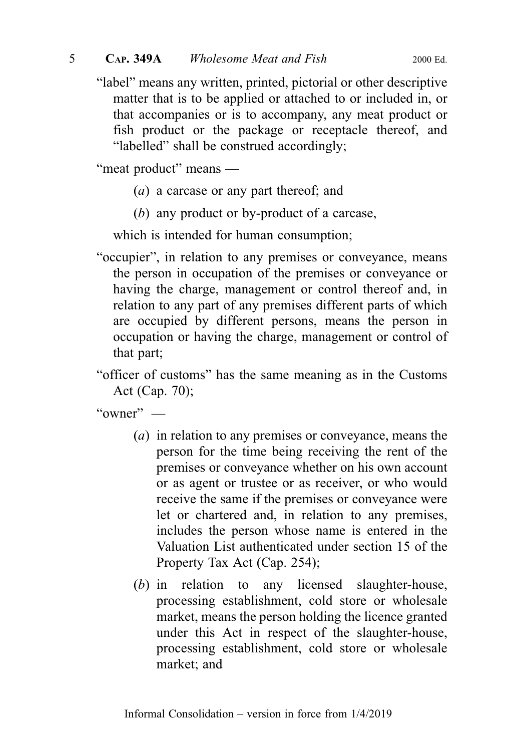"label" means any written, printed, pictorial or other descriptive matter that is to be applied or attached to or included in, or that accompanies or is to accompany, any meat product or fish product or the package or receptacle thereof, and "labelled" shall be construed accordingly;

"meat product" means —

(*a*) a carcase or any part thereof; and

(*b*) any product or by-product of a carcase,

which is intended for human consumption;

"occupier", in relation to any premises or conveyance, means the person in occupation of the premises or conveyance or having the charge, management or control thereof and, in relation to any part of any premises different parts of which are occupied by different persons, means the person in occupation or having the charge, management or control of that part;

"officer of customs" has the same meaning as in the Customs Act (Cap. 70);

"owner" —

(*a*) in relation to any premises or conveyance, means the person for the time being receiving the rent of the premises or conveyance whether on his own account or as agent or trustee or as receiver, or who would receive the same if the premises or conveyance were let or chartered and, in relation to any premises, includes the person whose name is entered in the Valuation List authenticated under section 15 of the Property Tax Act (Cap. 254);

(*b*) in relation to any licensed slaughter-house, processing establishment, cold store or wholesale market, means the person holding the licence granted under this Act in respect of the slaughter-house, processing establishment, cold store or wholesale market; and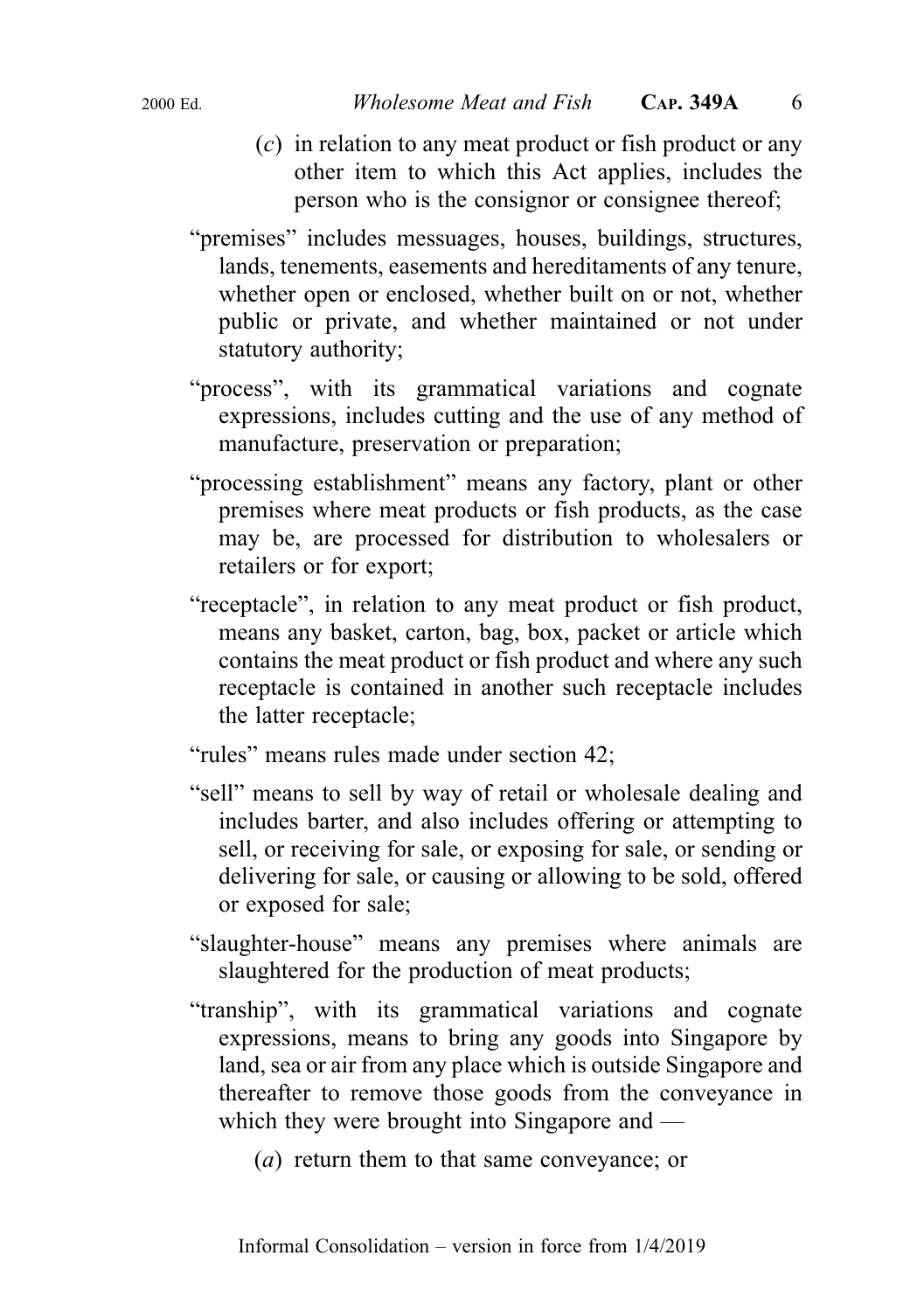(*c*) in relation to any meat product or fish product or any other item to which this Act applies, includes the person who is the consignor or consignee thereof;

"premises" includes messuages, houses, buildings, structures, lands, tenements, easements and hereditaments of any tenure, whether open or enclosed, whether built on or not, whether public or private, and whether maintained or not under statutory authority;

"process", with its grammatical variations and cognate expressions, includes cutting and the use of any method of manufacture, preservation or preparation;

"processing establishment" means any factory, plant or other premises where meat products or fish products, as the case may be, are processed for distribution to wholesalers or retailers or for export;

"receptacle", in relation to any meat product or fish product, means any basket, carton, bag, box, packet or article which contains the meat product or fish product and where any such receptacle is contained in another such receptacle includes the latter receptacle;

"rules" means rules made under section 42;

"sell" means to sell by way of retail or wholesale dealing and includes barter, and also includes offering or attempting to sell, or receiving for sale, or exposing for sale, or sending or delivering for sale, or causing or allowing to be sold, offered or exposed for sale;

"slaughter-house" means any premises where animals are slaughtered for the production of meat products;

"tranship", with its grammatical variations and cognate expressions, means to bring any goods into Singapore by land, sea or air from any place which is outside Singapore and thereafter to remove those goods from the conveyance in which they were brought into Singapore and —

(*a*) return them to that same conveyance; or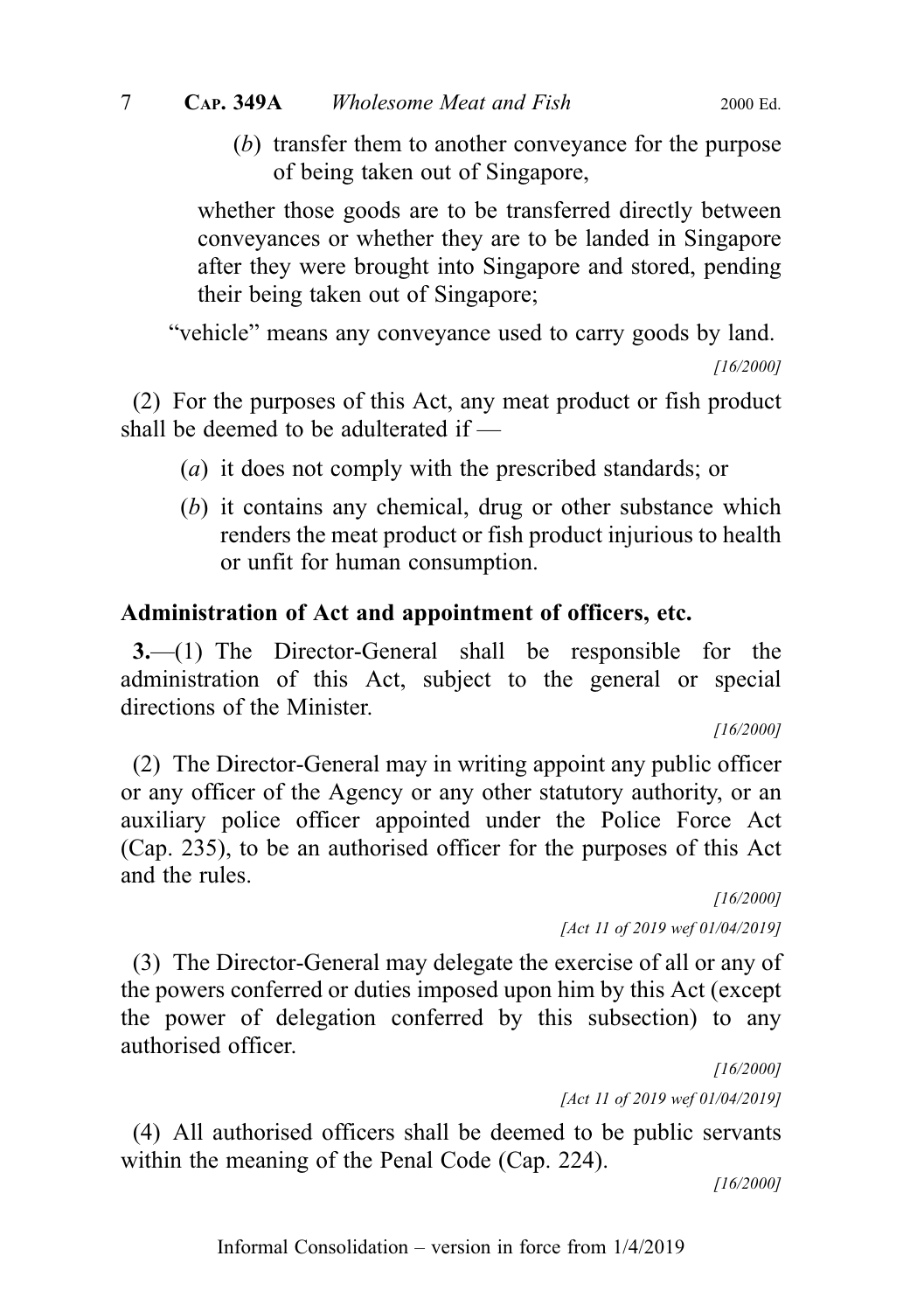(*b*) transfer them to another conveyance for the purpose of being taken out of Singapore,

whether those goods are to be transferred directly between conveyances or whether they are to be landed in Singapore after they were brought into Singapore and stored, pending their being taken out of Singapore;

"vehicle" means any conveyance used to carry goods by land.

*[16/2000]*

(2) For the purposes of this Act, any meat product or fish product shall be deemed to be adulterated if —

(*a*) it does not comply with the prescribed standards; or

(*b*) it contains any chemical, drug or other substance which renders the meat product or fish product injurious to health or unfit for human consumption.

### Administration of Act and appointment of officers, etc.

**3.**—(1) The Director-General shall be responsible for the administration of this Act, subject to the general or special directions of the Minister.

*[16/2000]*

(2) The Director-General may in writing appoint any public officer or any officer of the Agency or any other statutory authority, or an auxiliary police officer appointed under the Police Force Act (Cap. 235), to be an authorised officer for the purposes of this Act and the rules.

*[16/2000]*

*[Act 11 of 2019 wef 01/04/2019]*

(3) The Director-General may delegate the exercise of all or any of the powers conferred or duties imposed upon him by this Act (except the power of delegation conferred by this subsection) to any authorised officer.

*[16/2000]*

*[Act 11 of 2019 wef 01/04/2019]*

(4) All authorised officers shall be deemed to be public servants within the meaning of the Penal Code (Cap. 224).

*[16/2000]*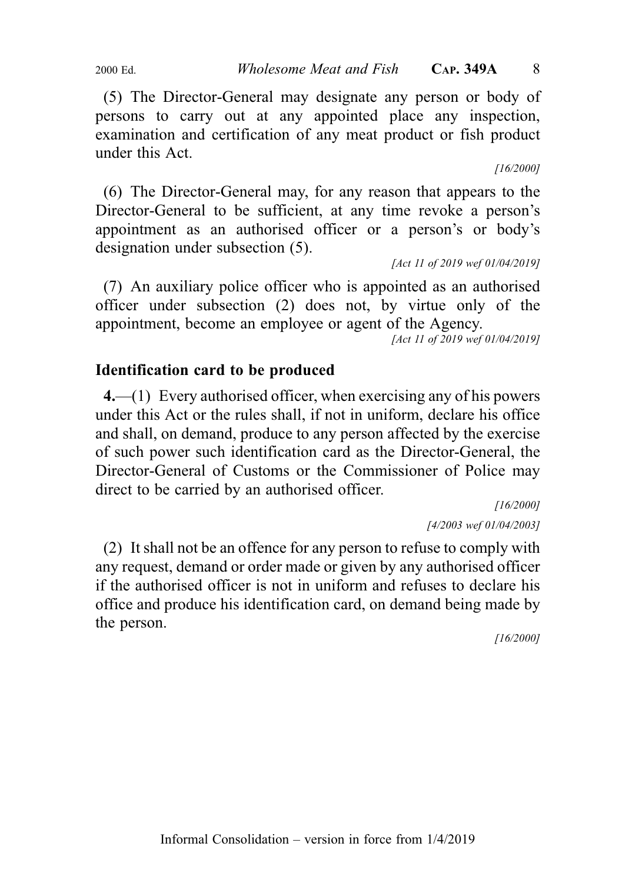(5) The Director-General may designate any person or body of persons to carry out at any appointed place any inspection, examination and certification of any meat product or fish product under this Act.

[16/2000]

(6) The Director-General may, for any reason that appears to the Director-General to be sufficient, at any time revoke a person's appointment as an authorised officer or a person's or body's designation under subsection (5).

[Act 11 of 2019 wef 01/04/2019]

(7) An auxiliary police officer who is appointed as an authorised officer under subsection (2) does not, by virtue only of the appointment, become an employee or agent of the Agency.

[Act 11 of 2019 wef 01/04/2019]

## Identification card to be produced

**4.**—(1) Every authorised officer, when exercising any of his powers under this Act or the rules shall, if not in uniform, declare his office and shall, on demand, produce to any person affected by the exercise of such power such identification card as the Director-General, the Director-General of Customs or the Commissioner of Police may direct to be carried by an authorised officer.

[16/2000]

[4/2003 wef 01/04/2003]

(2) It shall not be an offence for any person to refuse to comply with any request, demand or order made or given by any authorised officer if the authorised officer is not in uniform and refuses to declare his office and produce his identification card, on demand being made by the person.

[16/2000]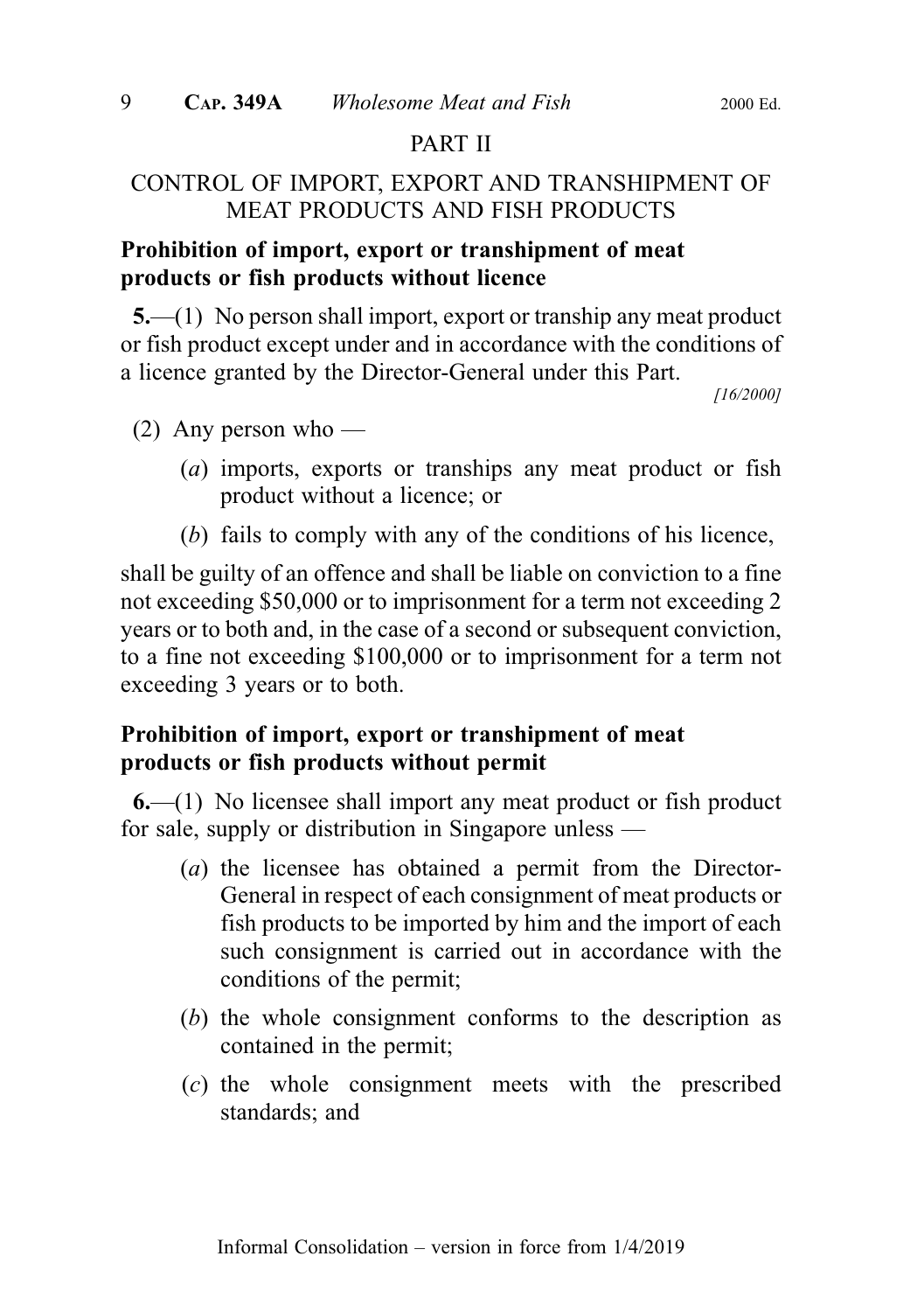## PART II

## CONTROL OF IMPORT, EXPORT AND TRANSHIPMENT OF MEAT PRODUCTS AND FISH PRODUCTS

### Prohibition of import, export or transhipment of meat products or fish products without licence

**5.**—(1) No person shall import, export or tranship any meat product or fish product except under and in accordance with the conditions of a licence granted by the Director-General under this Part.

*[16/2000]*

(2) Any person who —

(*a*) imports, exports or tranships any meat product or fish product without a licence; or

(*b*) fails to comply with any of the conditions of his licence,

shall be guilty of an offence and shall be liable on conviction to a fine not exceeding $50,000 or to imprisonment for a term not exceeding 2 years or to both and, in the case of a second or subsequent conviction, to a fine not exceeding $100,000 or to imprisonment for a term not exceeding 3 years or to both.

### Prohibition of import, export or transhipment of meat products or fish products without permit

**6.**—(1) No licensee shall import any meat product or fish product for sale, supply or distribution in Singapore unless —

(*a*) the licensee has obtained a permit from the Director-General in respect of each consignment of meat products or fish products to be imported by him and the import of each such consignment is carried out in accordance with the conditions of the permit;

(*b*) the whole consignment conforms to the description as contained in the permit;

(*c*) the whole consignment meets with the prescribed standards; and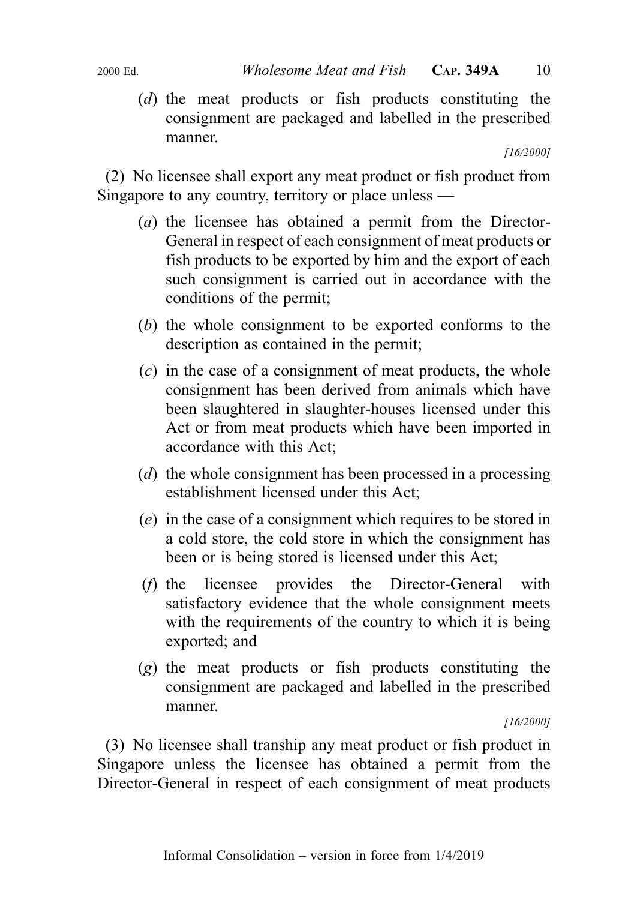(*d*) the meat products or fish products constituting the consignment are packaged and labelled in the prescribed manner.

*[16/2000]*

(2) No licensee shall export any meat product or fish product from Singapore to any country, territory or place unless —

(*a*) the licensee has obtained a permit from the Director-General in respect of each consignment of meat products or fish products to be exported by him and the export of each such consignment is carried out in accordance with the conditions of the permit;

(*b*) the whole consignment to be exported conforms to the description as contained in the permit;

(*c*) in the case of a consignment of meat products, the whole consignment has been derived from animals which have been slaughtered in slaughter-houses licensed under this Act or from meat products which have been imported in accordance with this Act;

(*d*) the whole consignment has been processed in a processing establishment licensed under this Act;

(*e*) in the case of a consignment which requires to be stored in a cold store, the cold store in which the consignment has been or is being stored is licensed under this Act;

(*f*) the licensee provides the Director-General with satisfactory evidence that the whole consignment meets with the requirements of the country to which it is being exported; and

(*g*) the meat products or fish products constituting the consignment are packaged and labelled in the prescribed manner.

*[16/2000]*

(3) No licensee shall tranship any meat product or fish product in Singapore unless the licensee has obtained a permit from the Director-General in respect of each consignment of meat products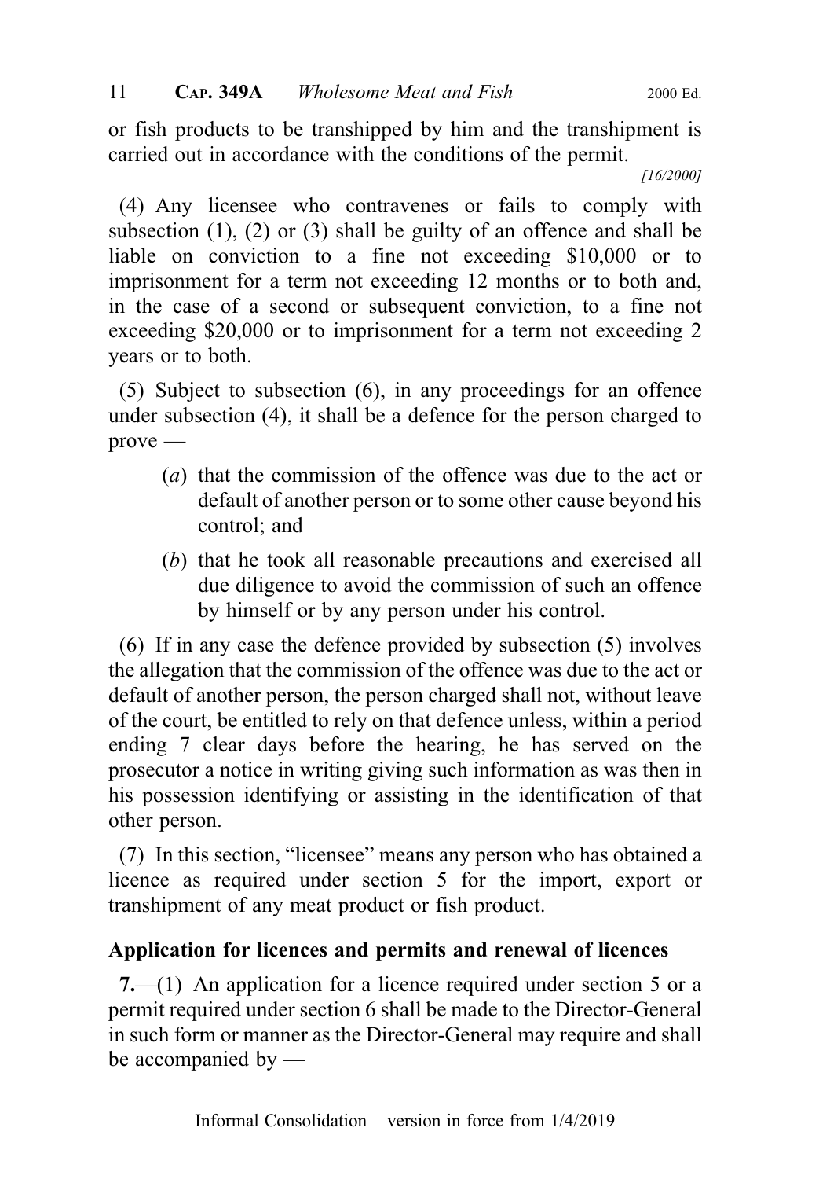or fish products to be transhipped by him and the transhipment is carried out in accordance with the conditions of the permit.

*[16/2000]*

(4) Any licensee who contravenes or fails to comply with subsection (1), (2) or (3) shall be guilty of an offence and shall be liable on conviction to a fine not exceeding $10,000 or to imprisonment for a term not exceeding 12 months or to both and, in the case of a second or subsequent conviction, to a fine not exceeding $20,000 or to imprisonment for a term not exceeding 2 years or to both.

(5) Subject to subsection (6), in any proceedings for an offence under subsection (4), it shall be a defence for the person charged to prove —

- (*a*) that the commission of the offence was due to the act or default of another person or to some other cause beyond his control; and
- (*b*) that he took all reasonable precautions and exercised all due diligence to avoid the commission of such an offence by himself or by any person under his control.

(6) If in any case the defence provided by subsection (5) involves the allegation that the commission of the offence was due to the act or default of another person, the person charged shall not, without leave of the court, be entitled to rely on that defence unless, within a period ending 7 clear days before the hearing, he has served on the prosecutor a notice in writing giving such information as was then in his possession identifying or assisting in the identification of that other person.

(7) In this section, "licensee" means any person who has obtained a licence as required under section 5 for the import, export or transhipment of any meat product or fish product.

## Application for licences and permits and renewal of licences

**7.**—(1) An application for a licence required under section 5 or a permit required under section 6 shall be made to the Director-General in such form or manner as the Director-General may require and shall be accompanied by —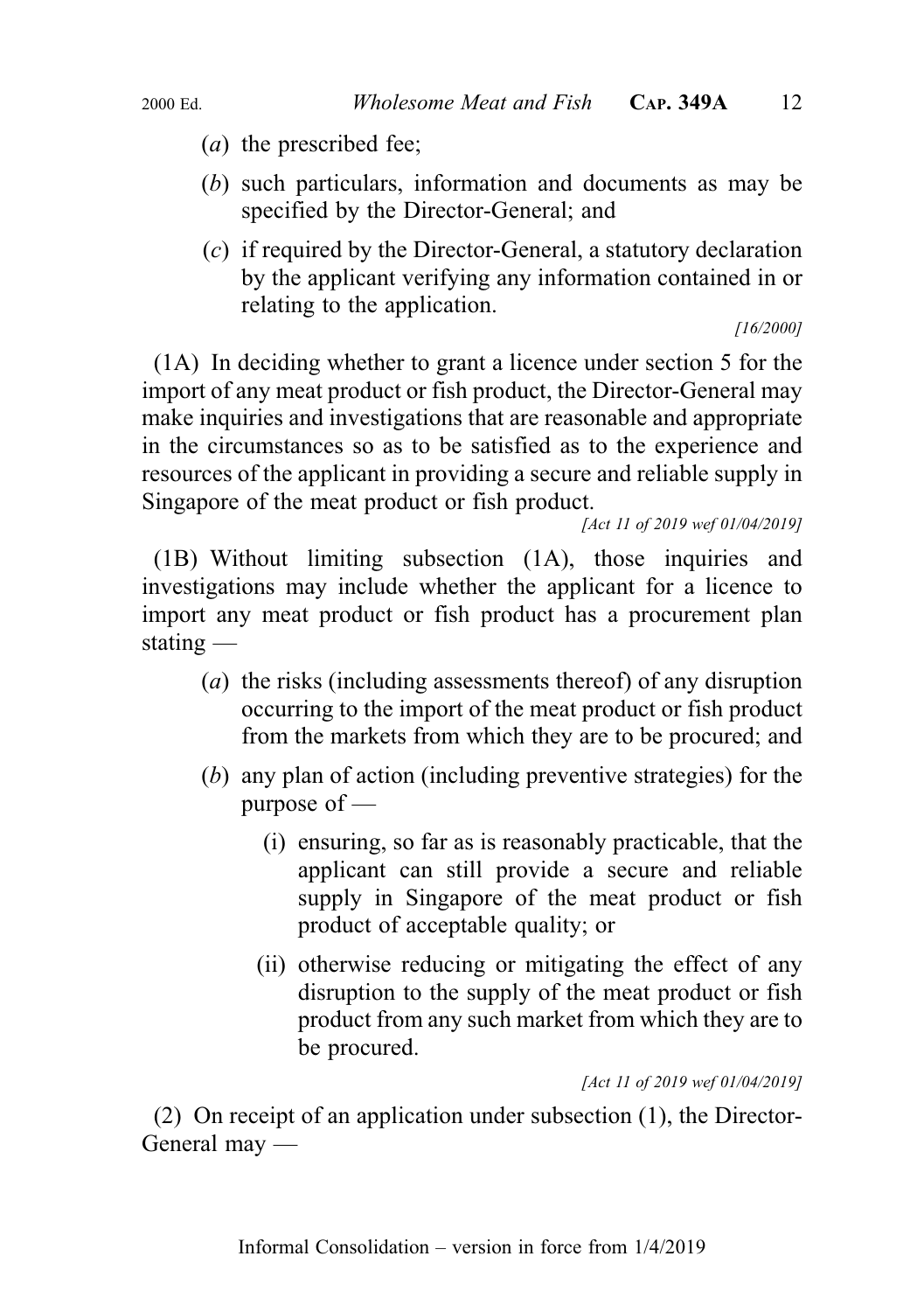(*a*) the prescribed fee;

(*b*) such particulars, information and documents as may be specified by the Director-General; and

(*c*) if required by the Director-General, a statutory declaration by the applicant verifying any information contained in or relating to the application.

*[16/2000]*

(1A) In deciding whether to grant a licence under section 5 for the import of any meat product or fish product, the Director-General may make inquiries and investigations that are reasonable and appropriate in the circumstances so as to be satisfied as to the experience and resources of the applicant in providing a secure and reliable supply in Singapore of the meat product or fish product.

*[Act 11 of 2019 wef 01/04/2019]*

(1B) Without limiting subsection (1A), those inquiries and investigations may include whether the applicant for a licence to import any meat product or fish product has a procurement plan stating —

(*a*) the risks (including assessments thereof) of any disruption occurring to the import of the meat product or fish product from the markets from which they are to be procured; and

(*b*) any plan of action (including preventive strategies) for the purpose of —

(i) ensuring, so far as is reasonably practicable, that the applicant can still provide a secure and reliable supply in Singapore of the meat product or fish product of acceptable quality; or

(ii) otherwise reducing or mitigating the effect of any disruption to the supply of the meat product or fish product from any such market from which they are to be procured.

*[Act 11 of 2019 wef 01/04/2019]*

(2) On receipt of an application under subsection (1), the Director-General may —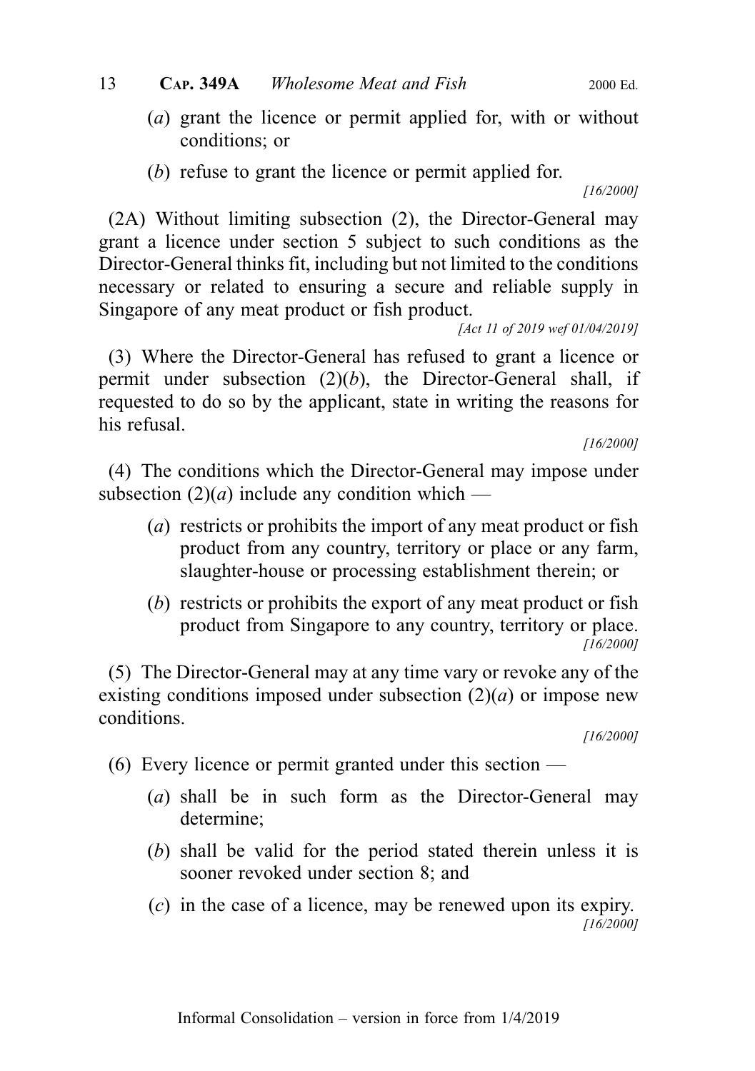(*a*) grant the licence or permit applied for, with or without conditions; or

(*b*) refuse to grant the licence or permit applied for.

[16/2000]

(2A) Without limiting subsection (2), the Director-General may grant a licence under section 5 subject to such conditions as the Director-General thinks fit, including but not limited to the conditions necessary or related to ensuring a secure and reliable supply in Singapore of any meat product or fish product.

[Act 11 of 2019 wef 01/04/2019]

(3) Where the Director-General has refused to grant a licence or permit under subsection (2)(*b*), the Director-General shall, if requested to do so by the applicant, state in writing the reasons for his refusal.

[16/2000]

(4) The conditions which the Director-General may impose under subsection (2)(*a*) include any condition which —

(*a*) restricts or prohibits the import of any meat product or fish product from any country, territory or place or any farm, slaughter-house or processing establishment therein; or

(*b*) restricts or prohibits the export of any meat product or fish product from Singapore to any country, territory or place.

[16/2000]

(5) The Director-General may at any time vary or revoke any of the existing conditions imposed under subsection (2)(*a*) or impose new conditions.

[16/2000]

(6) Every licence or permit granted under this section —

(*a*) shall be in such form as the Director-General may determine;

(*b*) shall be valid for the period stated therein unless it is sooner revoked under section 8; and

(*c*) in the case of a licence, may be renewed upon its expiry.

[16/2000]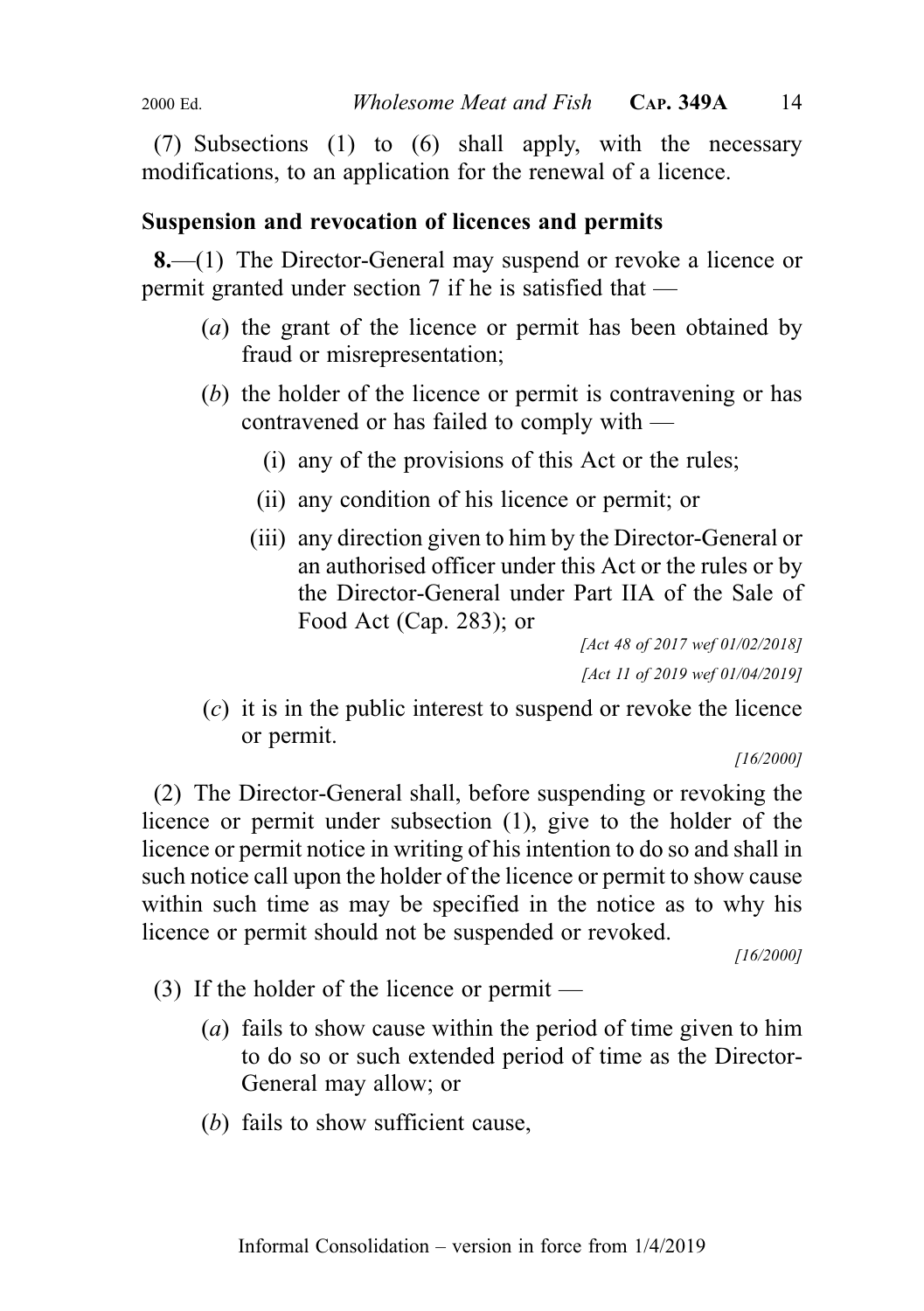(7) Subsections (1) to (6) shall apply, with the necessary modifications, to an application for the renewal of a licence.

### Suspension and revocation of licences and permits

**8.**—(1) The Director-General may suspend or revoke a licence or permit granted under section 7 if he is satisfied that —

- (*a*) the grant of the licence or permit has been obtained by fraud or misrepresentation;
- (*b*) the holder of the licence or permit is contravening or has contravened or has failed to comply with —
  - (i) any of the provisions of this Act or the rules;
  - (ii) any condition of his licence or permit; or
  - (iii) any direction given to him by the Director-General or an authorised officer under this Act or the rules or by the Director-General under Part IIA of the Sale of Food Act (Cap. 283); or

    *[Act 48 of 2017 wef 01/02/2018]*

    *[Act 11 of 2019 wef 01/04/2019]*
- (*c*) it is in the public interest to suspend or revoke the licence or permit.

*[16/2000]*

(2) The Director-General shall, before suspending or revoking the licence or permit under subsection (1), give to the holder of the licence or permit notice in writing of his intention to do so and shall in such notice call upon the holder of the licence or permit to show cause within such time as may be specified in the notice as to why his licence or permit should not be suspended or revoked.

*[16/2000]*

(3) If the holder of the licence or permit —

- (*a*) fails to show cause within the period of time given to him to do so or such extended period of time as the Director-General may allow; or
- (*b*) fails to show sufficient cause,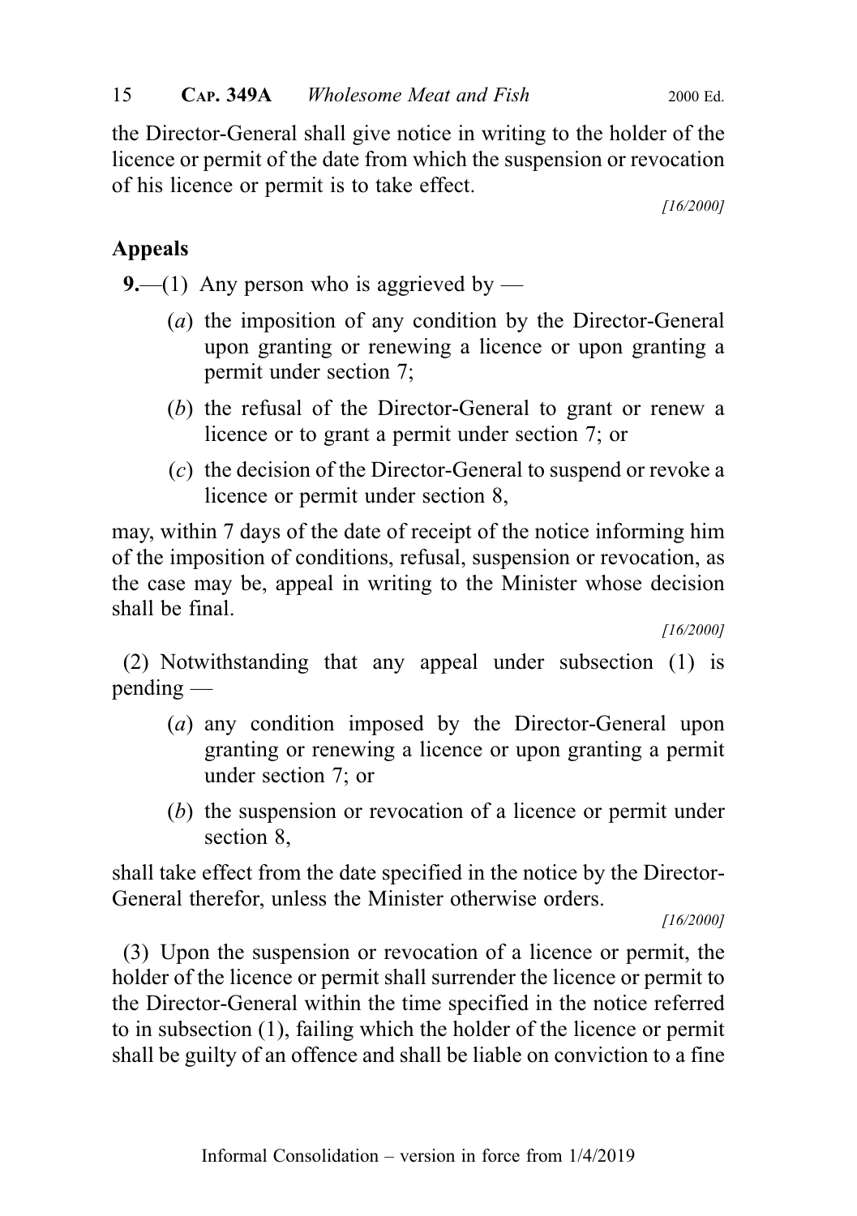the Director-General shall give notice in writing to the holder of the licence or permit of the date from which the suspension or revocation of his licence or permit is to take effect.

[16/2000]

## Appeals

**9.**—(1) Any person who is aggrieved by —

(*a*) the imposition of any condition by the Director-General upon granting or renewing a licence or upon granting a permit under section 7;

(*b*) the refusal of the Director-General to grant or renew a licence or to grant a permit under section 7; or

(*c*) the decision of the Director-General to suspend or revoke a licence or permit under section 8,

may, within 7 days of the date of receipt of the notice informing him of the imposition of conditions, refusal, suspension or revocation, as the case may be, appeal in writing to the Minister whose decision shall be final.

[16/2000]

(2) Notwithstanding that any appeal under subsection (1) is pending —

(*a*) any condition imposed by the Director-General upon granting or renewing a licence or upon granting a permit under section 7; or

(*b*) the suspension or revocation of a licence or permit under section 8,

shall take effect from the date specified in the notice by the Director-General therefor, unless the Minister otherwise orders.

[16/2000]

(3) Upon the suspension or revocation of a licence or permit, the holder of the licence or permit shall surrender the licence or permit to the Director-General within the time specified in the notice referred to in subsection (1), failing which the holder of the licence or permit shall be guilty of an offence and shall be liable on conviction to a fine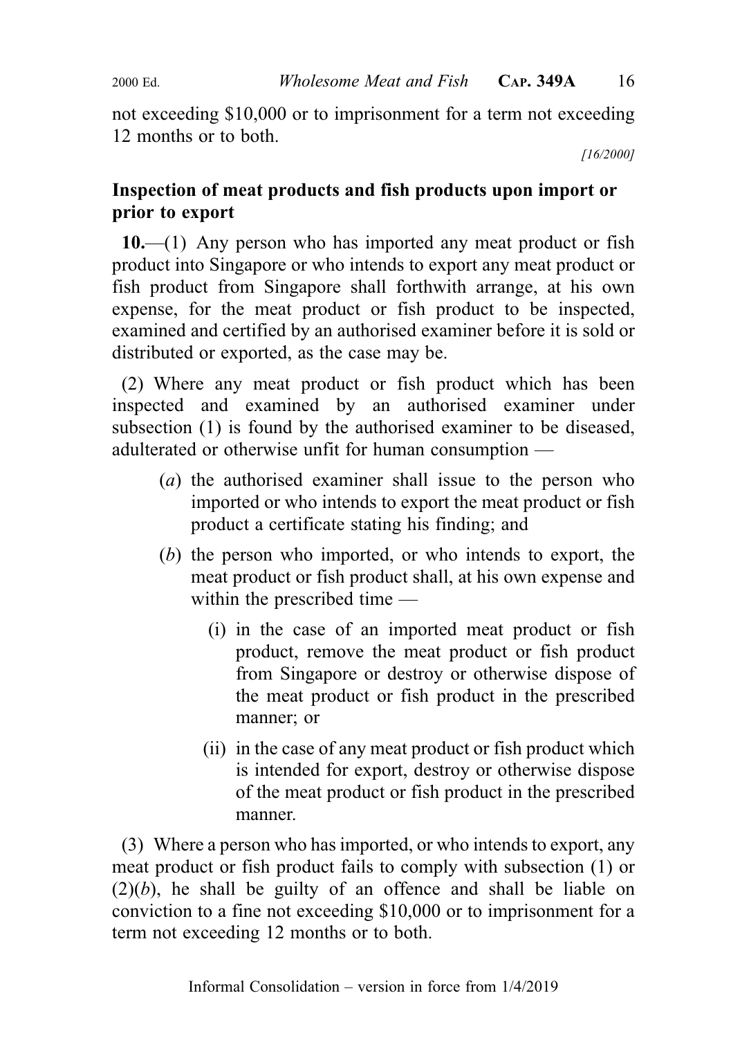not exceeding $10,000 or to imprisonment for a term not exceeding 12 months or to both.

[16/2000]

**Inspection of meat products and fish products upon import or prior to export**

**10.**—(1) Any person who has imported any meat product or fish product into Singapore or who intends to export any meat product or fish product from Singapore shall forthwith arrange, at his own expense, for the meat product or fish product to be inspected, examined and certified by an authorised examiner before it is sold or distributed or exported, as the case may be.

(2) Where any meat product or fish product which has been inspected and examined by an authorised examiner under subsection (1) is found by the authorised examiner to be diseased, adulterated or otherwise unfit for human consumption —

- (*a*) the authorised examiner shall issue to the person who imported or who intends to export the meat product or fish product a certificate stating his finding; and
- (*b*) the person who imported, or who intends to export, the meat product or fish product shall, at his own expense and within the prescribed time —
  - (i) in the case of an imported meat product or fish product, remove the meat product or fish product from Singapore or destroy or otherwise dispose of the meat product or fish product in the prescribed manner; or
  - (ii) in the case of any meat product or fish product which is intended for export, destroy or otherwise dispose of the meat product or fish product in the prescribed manner.

(3) Where a person who has imported, or who intends to export, any meat product or fish product fails to comply with subsection (1) or (2)(*b*), he shall be guilty of an offence and shall be liable on conviction to a fine not exceeding $10,000 or to imprisonment for a term not exceeding 12 months or to both.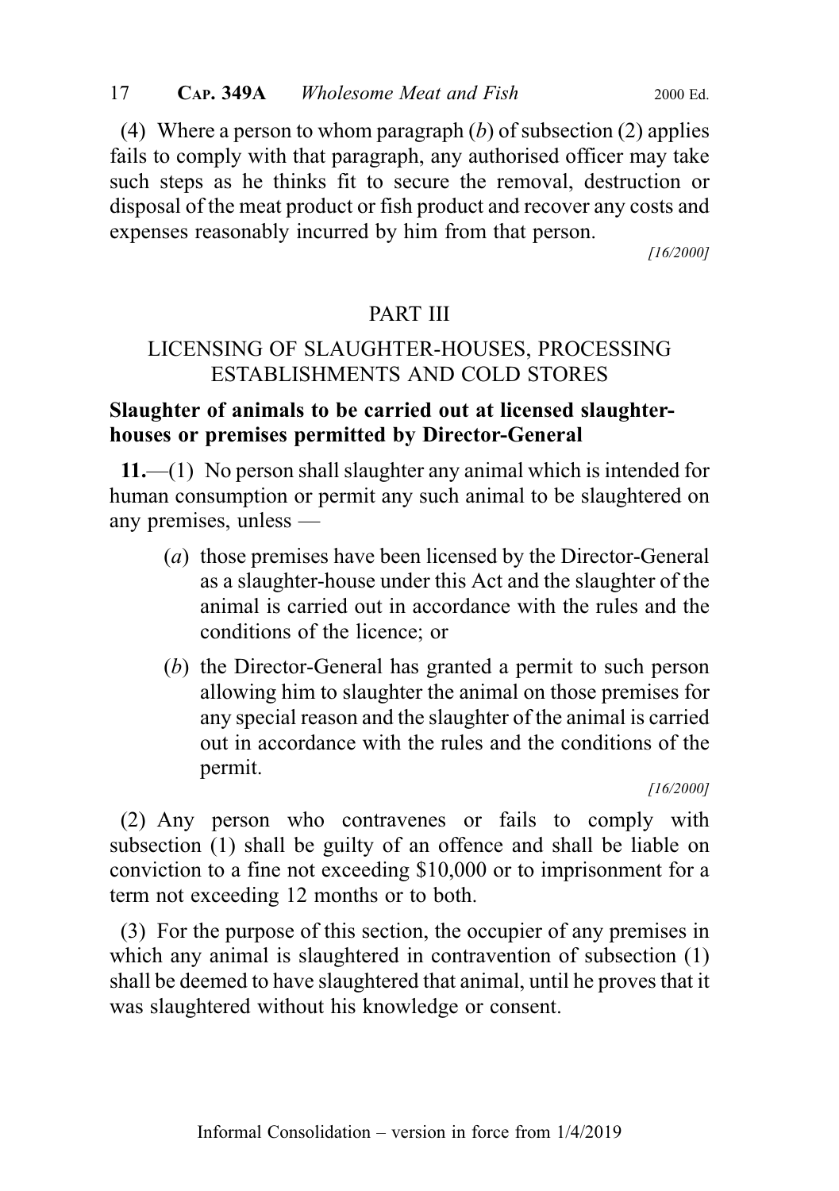(4) Where a person to whom paragraph (*b*) of subsection (2) applies fails to comply with that paragraph, any authorised officer may take such steps as he thinks fit to secure the removal, destruction or disposal of the meat product or fish product and recover any costs and expenses reasonably incurred by him from that person.

[16/2000]

## PART III

## LICENSING OF SLAUGHTER-HOUSES, PROCESSING ESTABLISHMENTS AND COLD STORES

### Slaughter of animals to be carried out at licensed slaughter-houses or premises permitted by Director-General

**11.**—(1) No person shall slaughter any animal which is intended for human consumption or permit any such animal to be slaughtered on any premises, unless —

(*a*) those premises have been licensed by the Director-General as a slaughter-house under this Act and the slaughter of the animal is carried out in accordance with the rules and the conditions of the licence; or

(*b*) the Director-General has granted a permit to such person allowing him to slaughter the animal on those premises for any special reason and the slaughter of the animal is carried out in accordance with the rules and the conditions of the permit.

[16/2000]

(2) Any person who contravenes or fails to comply with subsection (1) shall be guilty of an offence and shall be liable on conviction to a fine not exceeding $10,000 or to imprisonment for a term not exceeding 12 months or to both.

(3) For the purpose of this section, the occupier of any premises in which any animal is slaughtered in contravention of subsection (1) shall be deemed to have slaughtered that animal, until he proves that it was slaughtered without his knowledge or consent.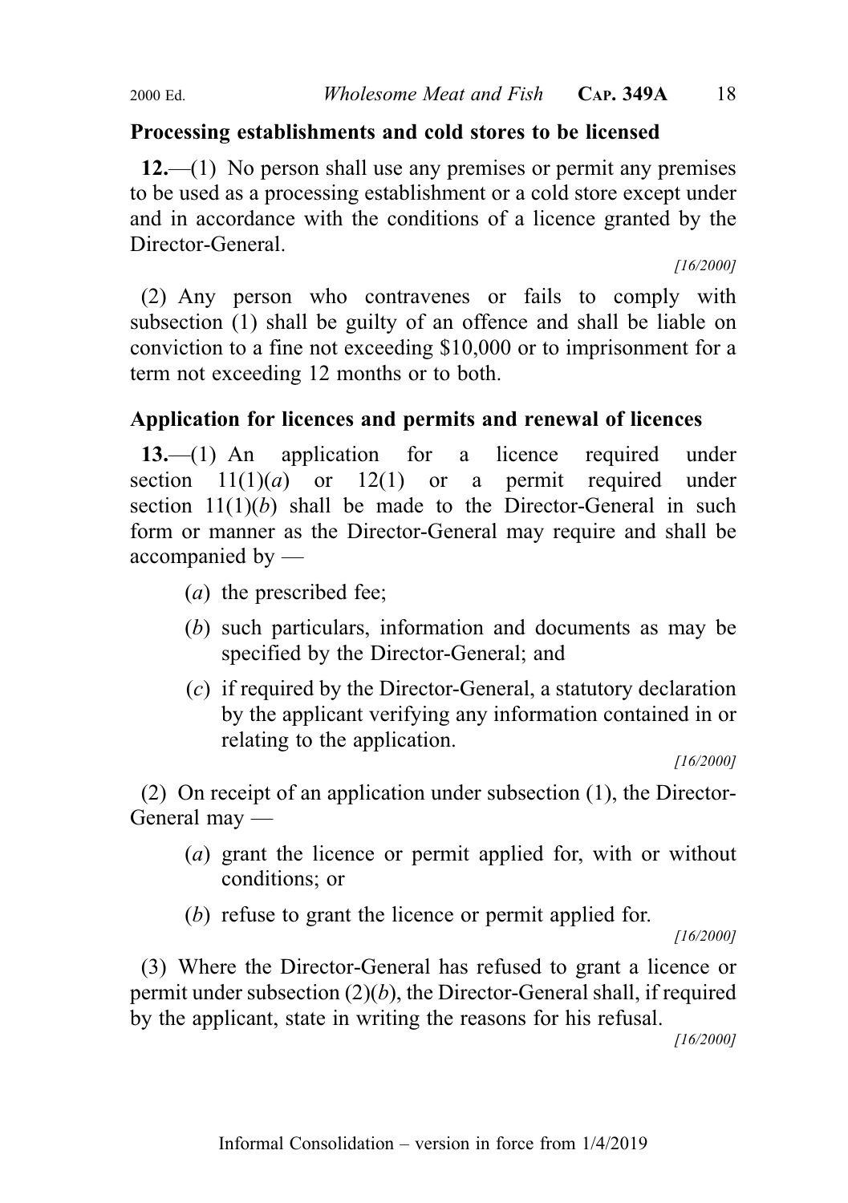**Processing establishments and cold stores to be licensed**

**12.**—(1) No person shall use any premises or permit any premises to be used as a processing establishment or a cold store except under and in accordance with the conditions of a licence granted by the Director-General.

*[16/2000]*

(2) Any person who contravenes or fails to comply with subsection (1) shall be guilty of an offence and shall be liable on conviction to a fine not exceeding $10,000 or to imprisonment for a term not exceeding 12 months or to both.

**Application for licences and permits and renewal of licences**

**13.**—(1) An application for a licence required under section 11(1)(*a*) or 12(1) or a permit required under section 11(1)(*b*) shall be made to the Director-General in such form or manner as the Director-General may require and shall be accompanied by —

(*a*) the prescribed fee;

(*b*) such particulars, information and documents as may be specified by the Director-General; and

(*c*) if required by the Director-General, a statutory declaration by the applicant verifying any information contained in or relating to the application.

*[16/2000]*

(2) On receipt of an application under subsection (1), the Director-General may —

(*a*) grant the licence or permit applied for, with or without conditions; or

(*b*) refuse to grant the licence or permit applied for.

*[16/2000]*

(3) Where the Director-General has refused to grant a licence or permit under subsection (2)(*b*), the Director-General shall, if required by the applicant, state in writing the reasons for his refusal.

*[16/2000]*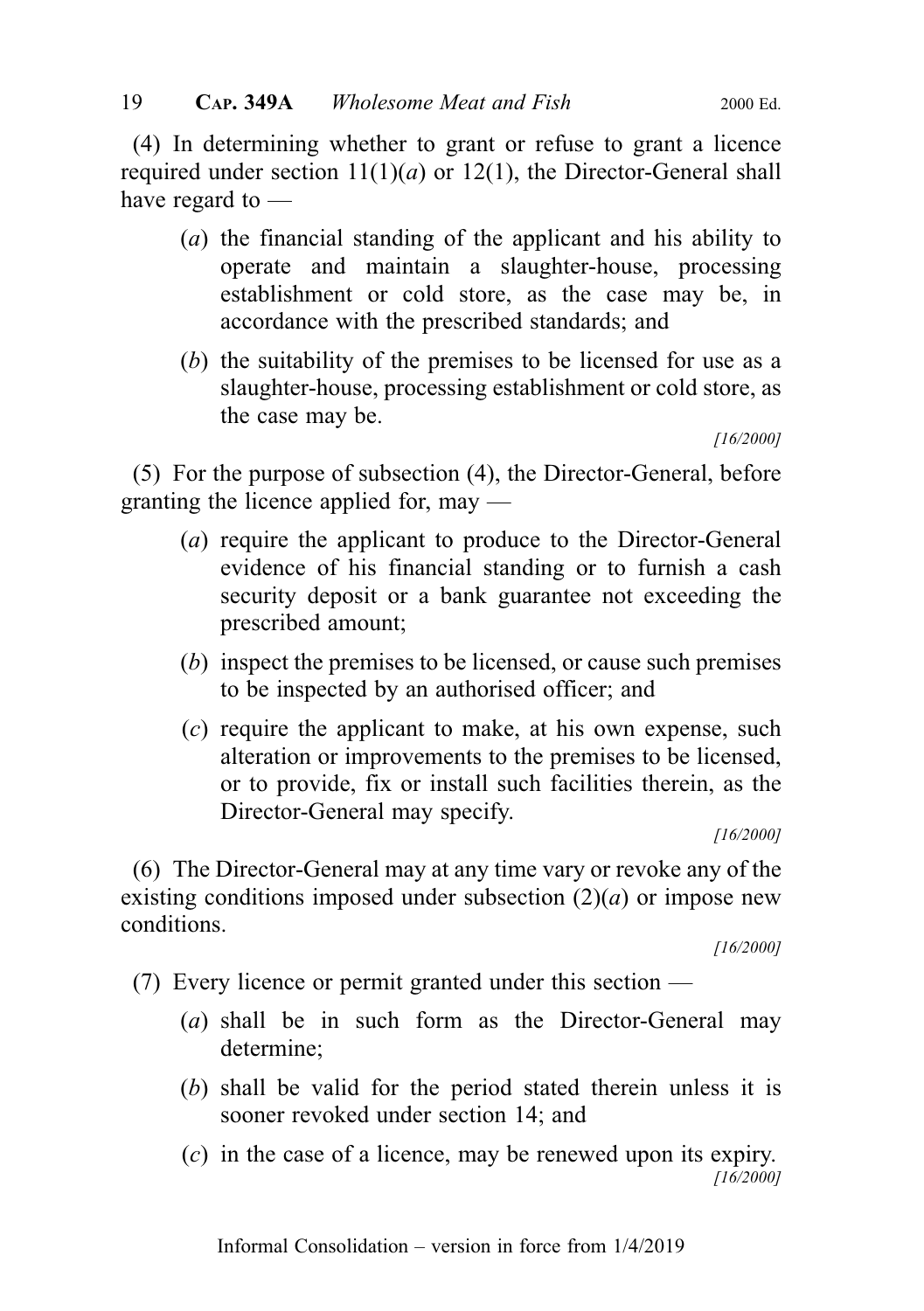(4) In determining whether to grant or refuse to grant a licence required under section 11(1)(*a*) or 12(1), the Director-General shall have regard to —

(*a*) the financial standing of the applicant and his ability to operate and maintain a slaughter-house, processing establishment or cold store, as the case may be, in accordance with the prescribed standards; and

(*b*) the suitability of the premises to be licensed for use as a slaughter-house, processing establishment or cold store, as the case may be.

*[16/2000]*

(5) For the purpose of subsection (4), the Director-General, before granting the licence applied for, may —

(*a*) require the applicant to produce to the Director-General evidence of his financial standing or to furnish a cash security deposit or a bank guarantee not exceeding the prescribed amount;

(*b*) inspect the premises to be licensed, or cause such premises to be inspected by an authorised officer; and

(*c*) require the applicant to make, at his own expense, such alteration or improvements to the premises to be licensed, or to provide, fix or install such facilities therein, as the Director-General may specify.

*[16/2000]*

(6) The Director-General may at any time vary or revoke any of the existing conditions imposed under subsection (2)(*a*) or impose new conditions.

*[16/2000]*

(7) Every licence or permit granted under this section —

(*a*) shall be in such form as the Director-General may determine;

(*b*) shall be valid for the period stated therein unless it is sooner revoked under section 14; and

(*c*) in the case of a licence, may be renewed upon its expiry.

*[16/2000]*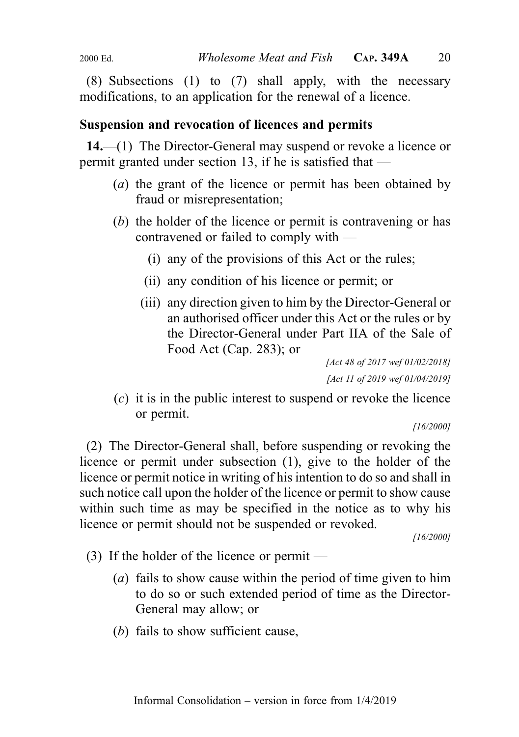(8) Subsections (1) to (7) shall apply, with the necessary modifications, to an application for the renewal of a licence.

### Suspension and revocation of licences and permits

**14.**—(1) The Director-General may suspend or revoke a licence or permit granted under section 13, if he is satisfied that —

(*a*) the grant of the licence or permit has been obtained by fraud or misrepresentation;

(*b*) the holder of the licence or permit is contravening or has contravened or failed to comply with —

(i) any of the provisions of this Act or the rules;

(ii) any condition of his licence or permit; or

(iii) any direction given to him by the Director-General or an authorised officer under this Act or the rules or by the Director-General under Part IIA of the Sale of Food Act (Cap. 283); or

*[Act 48 of 2017 wef 01/02/2018]*

*[Act 11 of 2019 wef 01/04/2019]*

(*c*) it is in the public interest to suspend or revoke the licence or permit.

*[16/2000]*

(2) The Director-General shall, before suspending or revoking the licence or permit under subsection (1), give to the holder of the licence or permit notice in writing of his intention to do so and shall in such notice call upon the holder of the licence or permit to show cause within such time as may be specified in the notice as to why his licence or permit should not be suspended or revoked.

*[16/2000]*

(3) If the holder of the licence or permit —

(*a*) fails to show cause within the period of time given to him to do so or such extended period of time as the Director-General may allow; or

(*b*) fails to show sufficient cause,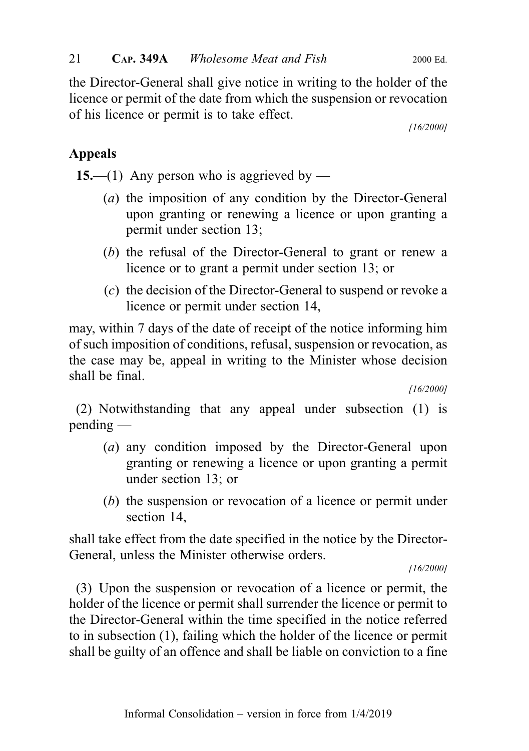the Director-General shall give notice in writing to the holder of the licence or permit of the date from which the suspension or revocation of his licence or permit is to take effect.

[16/2000]

## Appeals

**15.**—(1) Any person who is aggrieved by —

- (*a*) the imposition of any condition by the Director-General upon granting or renewing a licence or upon granting a permit under section 13;
- (*b*) the refusal of the Director-General to grant or renew a licence or to grant a permit under section 13; or
- (*c*) the decision of the Director-General to suspend or revoke a licence or permit under section 14,

may, within 7 days of the date of receipt of the notice informing him of such imposition of conditions, refusal, suspension or revocation, as the case may be, appeal in writing to the Minister whose decision shall be final.

[16/2000]

(2) Notwithstanding that any appeal under subsection (1) is pending —

- (*a*) any condition imposed by the Director-General upon granting or renewing a licence or upon granting a permit under section 13; or
- (*b*) the suspension or revocation of a licence or permit under section 14,

shall take effect from the date specified in the notice by the Director-General, unless the Minister otherwise orders.

[16/2000]

(3) Upon the suspension or revocation of a licence or permit, the holder of the licence or permit shall surrender the licence or permit to the Director-General within the time specified in the notice referred to in subsection (1), failing which the holder of the licence or permit shall be guilty of an offence and shall be liable on conviction to a fine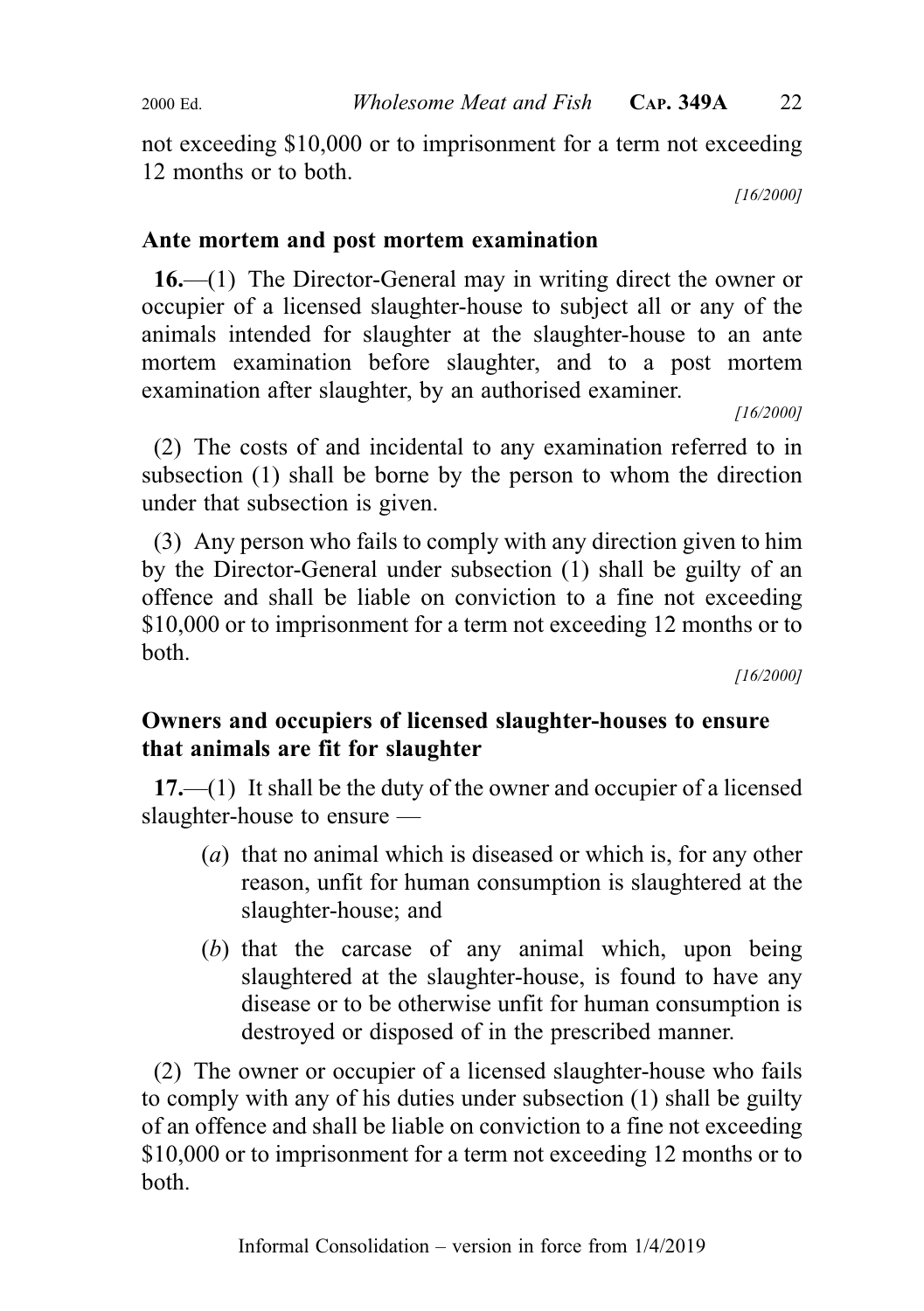not exceeding $10,000 or to imprisonment for a term not exceeding 12 months or to both.

[16/2000]

**Ante mortem and post mortem examination**

**16.**—(1) The Director-General may in writing direct the owner or occupier of a licensed slaughter-house to subject all or any of the animals intended for slaughter at the slaughter-house to an ante mortem examination before slaughter, and to a post mortem examination after slaughter, by an authorised examiner.

[16/2000]

(2) The costs of and incidental to any examination referred to in subsection (1) shall be borne by the person to whom the direction under that subsection is given.

(3) Any person who fails to comply with any direction given to him by the Director-General under subsection (1) shall be guilty of an offence and shall be liable on conviction to a fine not exceeding $10,000 or to imprisonment for a term not exceeding 12 months or to both.

[16/2000]

**Owners and occupiers of licensed slaughter-houses to ensure that animals are fit for slaughter**

**17.**—(1) It shall be the duty of the owner and occupier of a licensed slaughter-house to ensure —

- (*a*) that no animal which is diseased or which is, for any other reason, unfit for human consumption is slaughtered at the slaughter-house; and
- (*b*) that the carcase of any animal which, upon being slaughtered at the slaughter-house, is found to have any disease or to be otherwise unfit for human consumption is destroyed or disposed of in the prescribed manner.

(2) The owner or occupier of a licensed slaughter-house who fails to comply with any of his duties under subsection (1) shall be guilty of an offence and shall be liable on conviction to a fine not exceeding $10,000 or to imprisonment for a term not exceeding 12 months or to both.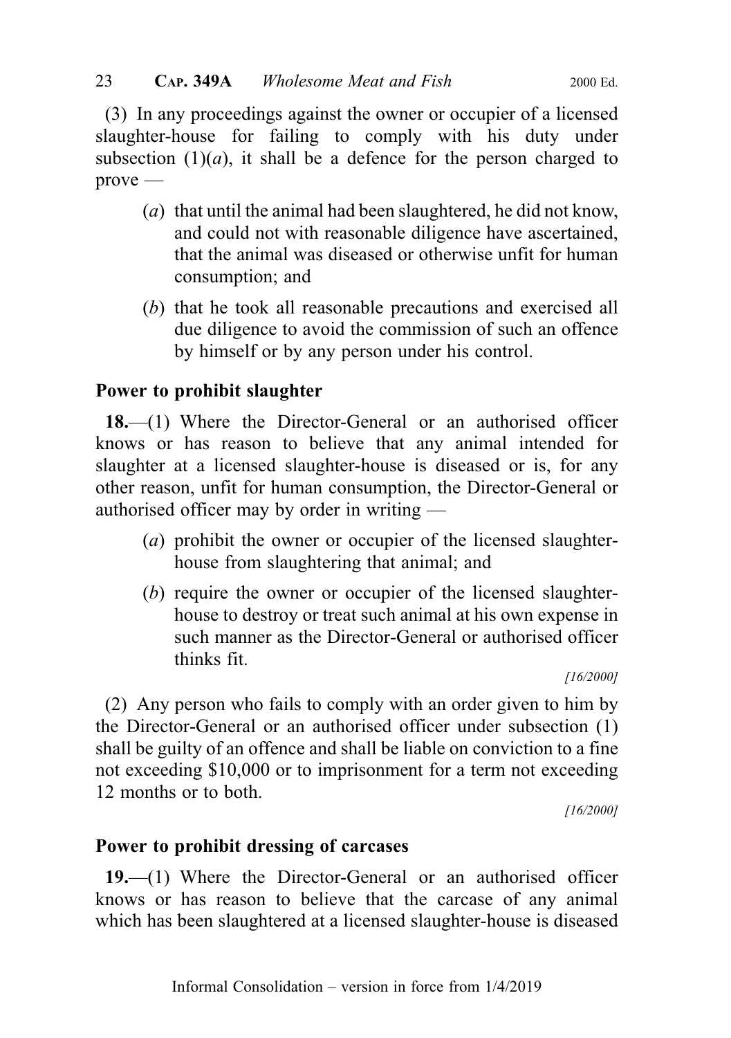(3) In any proceedings against the owner or occupier of a licensed slaughter-house for failing to comply with his duty under subsection (1)(*a*), it shall be a defence for the person charged to prove —

- (*a*) that until the animal had been slaughtered, he did not know, and could not with reasonable diligence have ascertained, that the animal was diseased or otherwise unfit for human consumption; and
- (*b*) that he took all reasonable precautions and exercised all due diligence to avoid the commission of such an offence by himself or by any person under his control.

**Power to prohibit slaughter**

**18.**—(1) Where the Director-General or an authorised officer knows or has reason to believe that any animal intended for slaughter at a licensed slaughter-house is diseased or is, for any other reason, unfit for human consumption, the Director-General or authorised officer may by order in writing —

- (*a*) prohibit the owner or occupier of the licensed slaughter-house from slaughtering that animal; and
- (*b*) require the owner or occupier of the licensed slaughter-house to destroy or treat such animal at his own expense in such manner as the Director-General or authorised officer thinks fit.

*[16/2000]*

(2) Any person who fails to comply with an order given to him by the Director-General or an authorised officer under subsection (1) shall be guilty of an offence and shall be liable on conviction to a fine not exceeding $10,000 or to imprisonment for a term not exceeding 12 months or to both.

*[16/2000]*

**Power to prohibit dressing of carcases**

**19.**—(1) Where the Director-General or an authorised officer knows or has reason to believe that the carcase of any animal which has been slaughtered at a licensed slaughter-house is diseased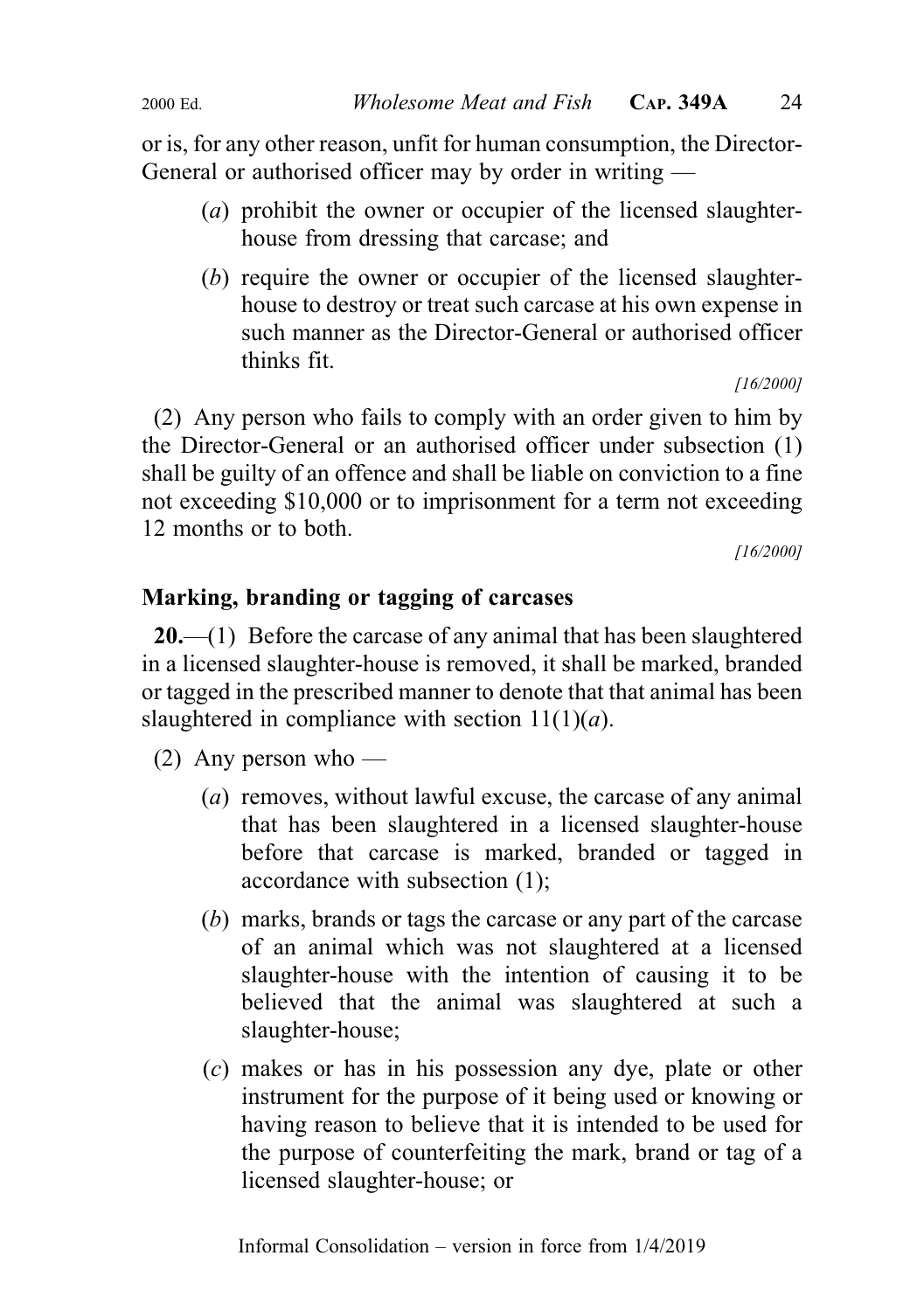or is, for any other reason, unfit for human consumption, the Director-General or authorised officer may by order in writing —

(*a*) prohibit the owner or occupier of the licensed slaughter-house from dressing that carcase; and

(*b*) require the owner or occupier of the licensed slaughter-house to destroy or treat such carcase at his own expense in such manner as the Director-General or authorised officer thinks fit.

[16/2000]

(2) Any person who fails to comply with an order given to him by the Director-General or an authorised officer under subsection (1) shall be guilty of an offence and shall be liable on conviction to a fine not exceeding $10,000 or to imprisonment for a term not exceeding 12 months or to both.

[16/2000]

## Marking, branding or tagging of carcases

**20.**—(1) Before the carcase of any animal that has been slaughtered in a licensed slaughter-house is removed, it shall be marked, branded or tagged in the prescribed manner to denote that that animal has been slaughtered in compliance with section 11(1)(*a*).

(2) Any person who —

(*a*) removes, without lawful excuse, the carcase of any animal that has been slaughtered in a licensed slaughter-house before that carcase is marked, branded or tagged in accordance with subsection (1);

(*b*) marks, brands or tags the carcase or any part of the carcase of an animal which was not slaughtered at a licensed slaughter-house with the intention of causing it to be believed that the animal was slaughtered at such a slaughter-house;

(*c*) makes or has in his possession any dye, plate or other instrument for the purpose of it being used or knowing or having reason to believe that it is intended to be used for the purpose of counterfeiting the mark, brand or tag of a licensed slaughter-house; or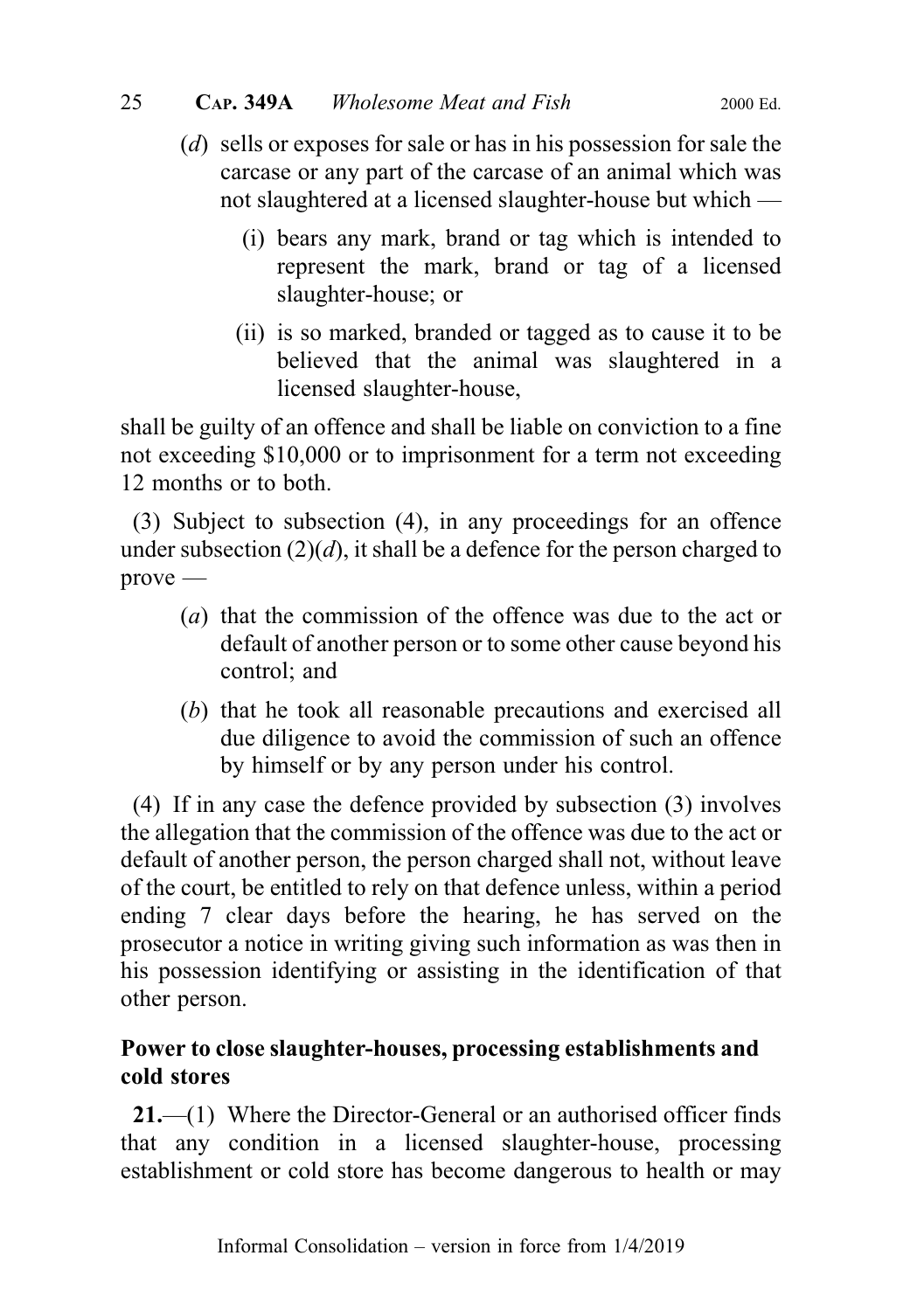(*d*) sells or exposes for sale or has in his possession for sale the carcase or any part of the carcase of an animal which was not slaughtered at a licensed slaughter-house but which —

(i) bears any mark, brand or tag which is intended to represent the mark, brand or tag of a licensed slaughter-house; or

(ii) is so marked, branded or tagged as to cause it to be believed that the animal was slaughtered in a licensed slaughter-house,

shall be guilty of an offence and shall be liable on conviction to a fine not exceeding $10,000 or to imprisonment for a term not exceeding 12 months or to both.

(3) Subject to subsection (4), in any proceedings for an offence under subsection (2)(*d*), it shall be a defence for the person charged to prove —

(*a*) that the commission of the offence was due to the act or default of another person or to some other cause beyond his control; and

(*b*) that he took all reasonable precautions and exercised all due diligence to avoid the commission of such an offence by himself or by any person under his control.

(4) If in any case the defence provided by subsection (3) involves the allegation that the commission of the offence was due to the act or default of another person, the person charged shall not, without leave of the court, be entitled to rely on that defence unless, within a period ending 7 clear days before the hearing, he has served on the prosecutor a notice in writing giving such information as was then in his possession identifying or assisting in the identification of that other person.

**Power to close slaughter-houses, processing establishments and cold stores**

**21.**—(1) Where the Director-General or an authorised officer finds that any condition in a licensed slaughter-house, processing establishment or cold store has become dangerous to health or may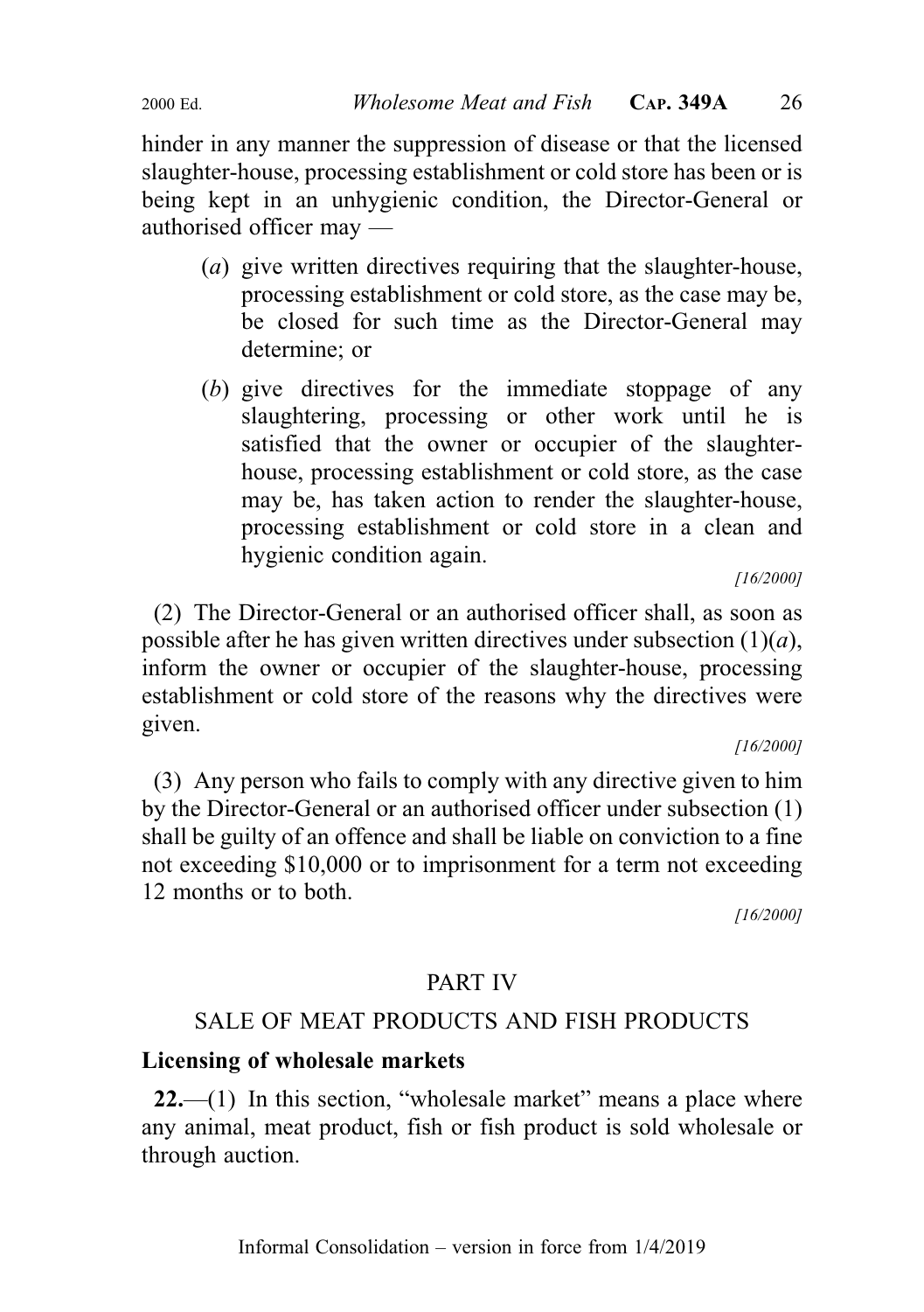hinder in any manner the suppression of disease or that the licensed slaughter-house, processing establishment or cold store has been or is being kept in an unhygienic condition, the Director-General or authorised officer may —

(*a*) give written directives requiring that the slaughter-house, processing establishment or cold store, as the case may be, be closed for such time as the Director-General may determine; or

(*b*) give directives for the immediate stoppage of any slaughtering, processing or other work until he is satisfied that the owner or occupier of the slaughter-house, processing establishment or cold store, as the case may be, has taken action to render the slaughter-house, processing establishment or cold store in a clean and hygienic condition again.

*[16/2000]*

(2) The Director-General or an authorised officer shall, as soon as possible after he has given written directives under subsection (1)(*a*), inform the owner or occupier of the slaughter-house, processing establishment or cold store of the reasons why the directives were given.

*[16/2000]*

(3) Any person who fails to comply with any directive given to him by the Director-General or an authorised officer under subsection (1) shall be guilty of an offence and shall be liable on conviction to a fine not exceeding $10,000 or to imprisonment for a term not exceeding 12 months or to both.

*[16/2000]*

## PART IV

## SALE OF MEAT PRODUCTS AND FISH PRODUCTS

### Licensing of wholesale markets

**22.**—(1) In this section, "wholesale market" means a place where any animal, meat product, fish or fish product is sold wholesale or through auction.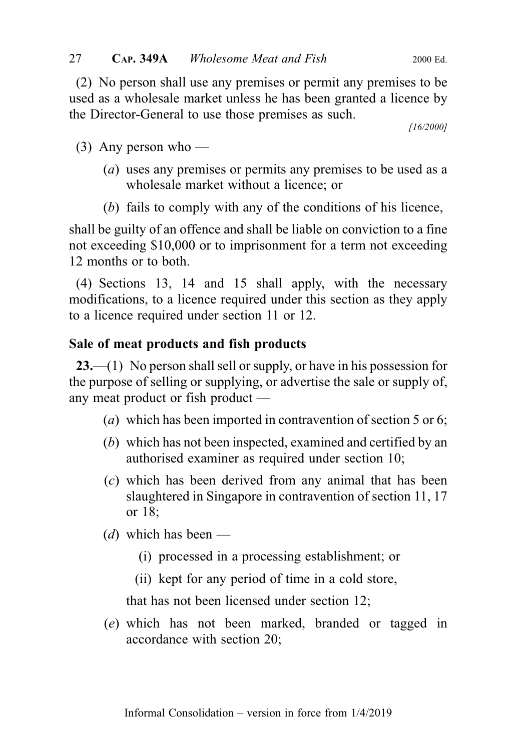(2) No person shall use any premises or permit any premises to be used as a wholesale market unless he has been granted a licence by the Director-General to use those premises as such.

[16/2000]

(3) Any person who —

(*a*) uses any premises or permits any premises to be used as a wholesale market without a licence; or

(*b*) fails to comply with any of the conditions of his licence,

shall be guilty of an offence and shall be liable on conviction to a fine not exceeding $10,000 or to imprisonment for a term not exceeding 12 months or to both.

(4) Sections 13, 14 and 15 shall apply, with the necessary modifications, to a licence required under this section as they apply to a licence required under section 11 or 12.

**Sale of meat products and fish products**

**23.**—(1) No person shall sell or supply, or have in his possession for the purpose of selling or supplying, or advertise the sale or supply of, any meat product or fish product —

(*a*) which has been imported in contravention of section 5 or 6;

(*b*) which has not been inspected, examined and certified by an authorised examiner as required under section 10;

(*c*) which has been derived from any animal that has been slaughtered in Singapore in contravention of section 11, 17 or 18;

(*d*) which has been —

(i) processed in a processing establishment; or

(ii) kept for any period of time in a cold store,

that has not been licensed under section 12;

(*e*) which has not been marked, branded or tagged in accordance with section 20;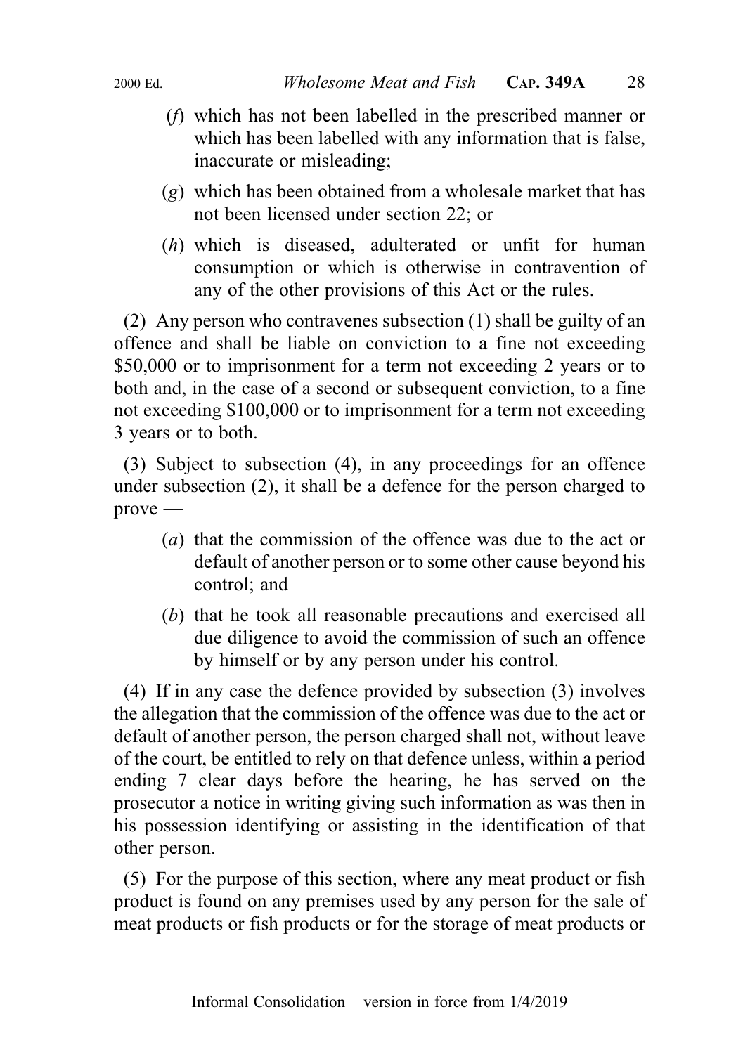(*f*) which has not been labelled in the prescribed manner or which has been labelled with any information that is false, inaccurate or misleading;

(*g*) which has been obtained from a wholesale market that has not been licensed under section 22; or

(*h*) which is diseased, adulterated or unfit for human consumption or which is otherwise in contravention of any of the other provisions of this Act or the rules.

(2) Any person who contravenes subsection (1) shall be guilty of an offence and shall be liable on conviction to a fine not exceeding $50,000 or to imprisonment for a term not exceeding 2 years or to both and, in the case of a second or subsequent conviction, to a fine not exceeding $100,000 or to imprisonment for a term not exceeding 3 years or to both.

(3) Subject to subsection (4), in any proceedings for an offence under subsection (2), it shall be a defence for the person charged to prove —

(*a*) that the commission of the offence was due to the act or default of another person or to some other cause beyond his control; and

(*b*) that he took all reasonable precautions and exercised all due diligence to avoid the commission of such an offence by himself or by any person under his control.

(4) If in any case the defence provided by subsection (3) involves the allegation that the commission of the offence was due to the act or default of another person, the person charged shall not, without leave of the court, be entitled to rely on that defence unless, within a period ending 7 clear days before the hearing, he has served on the prosecutor a notice in writing giving such information as was then in his possession identifying or assisting in the identification of that other person.

(5) For the purpose of this section, where any meat product or fish product is found on any premises used by any person for the sale of meat products or fish products or for the storage of meat products or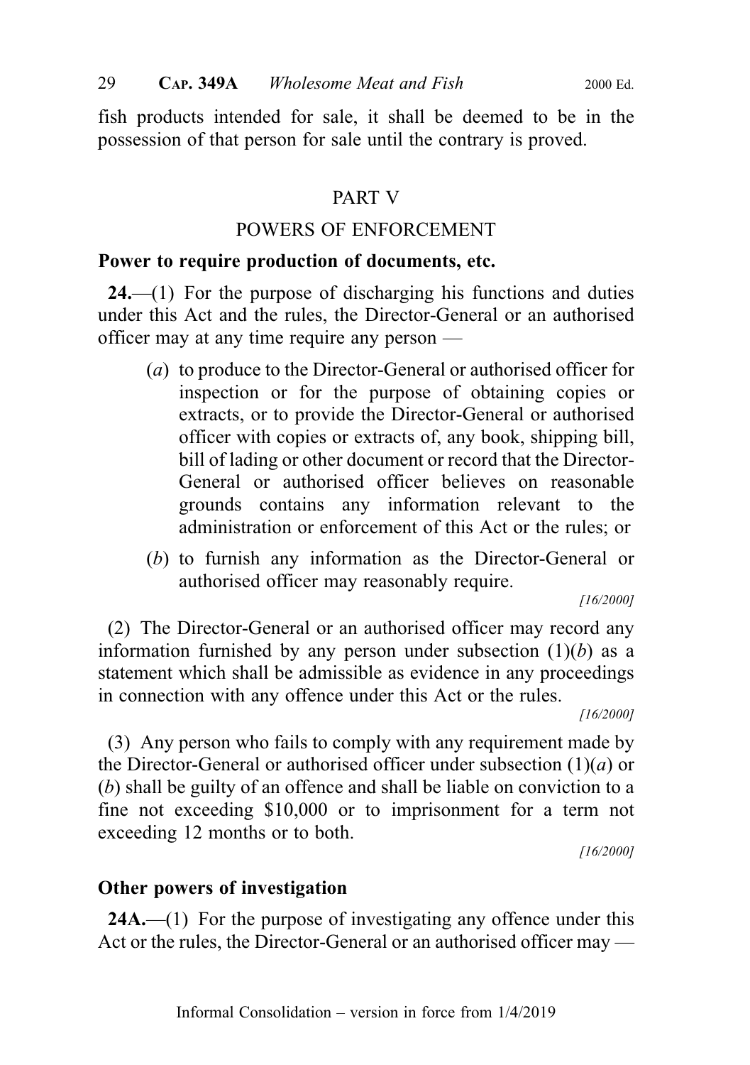fish products intended for sale, it shall be deemed to be in the possession of that person for sale until the contrary is proved.

## PART V

## POWERS OF ENFORCEMENT

### Power to require production of documents, etc.

**24.**—(1) For the purpose of discharging his functions and duties under this Act and the rules, the Director-General or an authorised officer may at any time require any person —

(*a*) to produce to the Director-General or authorised officer for inspection or for the purpose of obtaining copies or extracts, or to provide the Director-General or authorised officer with copies or extracts of, any book, shipping bill, bill of lading or other document or record that the Director-General or authorised officer believes on reasonable grounds contains any information relevant to the administration or enforcement of this Act or the rules; or

(*b*) to furnish any information as the Director-General or authorised officer may reasonably require.

*[16/2000]*

(2) The Director-General or an authorised officer may record any information furnished by any person under subsection (1)(*b*) as a statement which shall be admissible as evidence in any proceedings in connection with any offence under this Act or the rules.

*[16/2000]*

(3) Any person who fails to comply with any requirement made by the Director-General or authorised officer under subsection (1)(*a*) or (*b*) shall be guilty of an offence and shall be liable on conviction to a fine not exceeding $10,000 or to imprisonment for a term not exceeding 12 months or to both.

*[16/2000]*

### Other powers of investigation

**24A.**—(1) For the purpose of investigating any offence under this Act or the rules, the Director-General or an authorised officer may —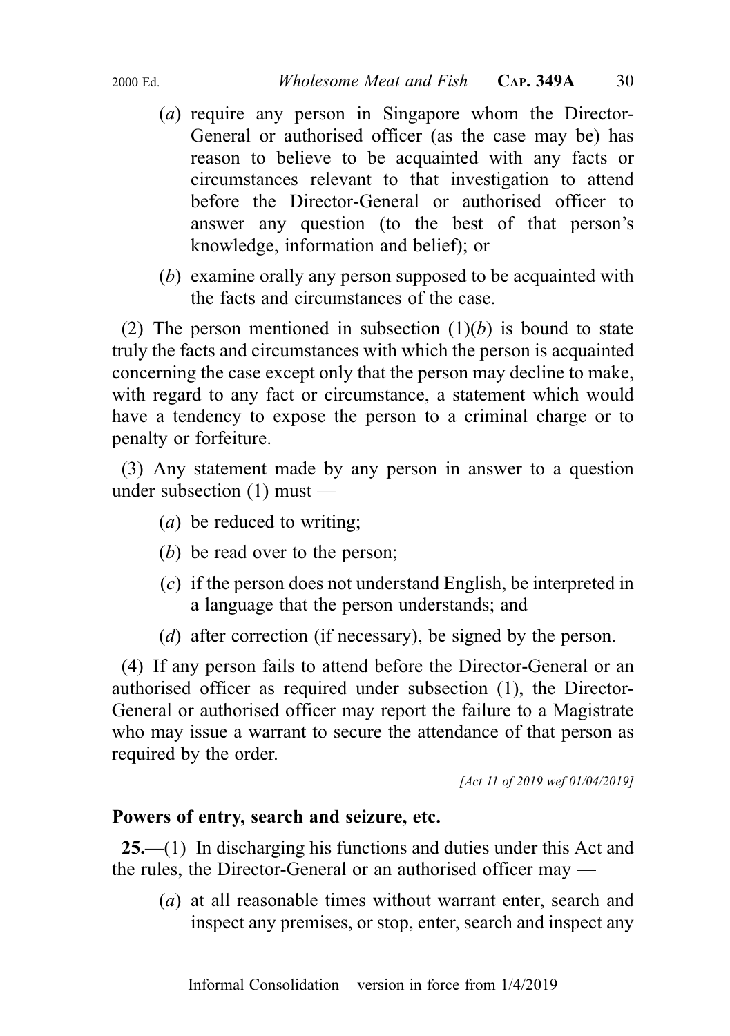(*a*) require any person in Singapore whom the Director-General or authorised officer (as the case may be) has reason to believe to be acquainted with any facts or circumstances relevant to that investigation to attend before the Director-General or authorised officer to answer any question (to the best of that person's knowledge, information and belief); or

(*b*) examine orally any person supposed to be acquainted with the facts and circumstances of the case.

(2) The person mentioned in subsection (1)(*b*) is bound to state truly the facts and circumstances with which the person is acquainted concerning the case except only that the person may decline to make, with regard to any fact or circumstance, a statement which would have a tendency to expose the person to a criminal charge or to penalty or forfeiture.

(3) Any statement made by any person in answer to a question under subsection (1) must —

(*a*) be reduced to writing;

(*b*) be read over to the person;

(*c*) if the person does not understand English, be interpreted in a language that the person understands; and

(*d*) after correction (if necessary), be signed by the person.

(4) If any person fails to attend before the Director-General or an authorised officer as required under subsection (1), the Director-General or authorised officer may report the failure to a Magistrate who may issue a warrant to secure the attendance of that person as required by the order.

*[Act 11 of 2019 wef 01/04/2019]*

**Powers of entry, search and seizure, etc.**

**25.**—(1) In discharging his functions and duties under this Act and the rules, the Director-General or an authorised officer may —

(*a*) at all reasonable times without warrant enter, search and inspect any premises, or stop, enter, search and inspect any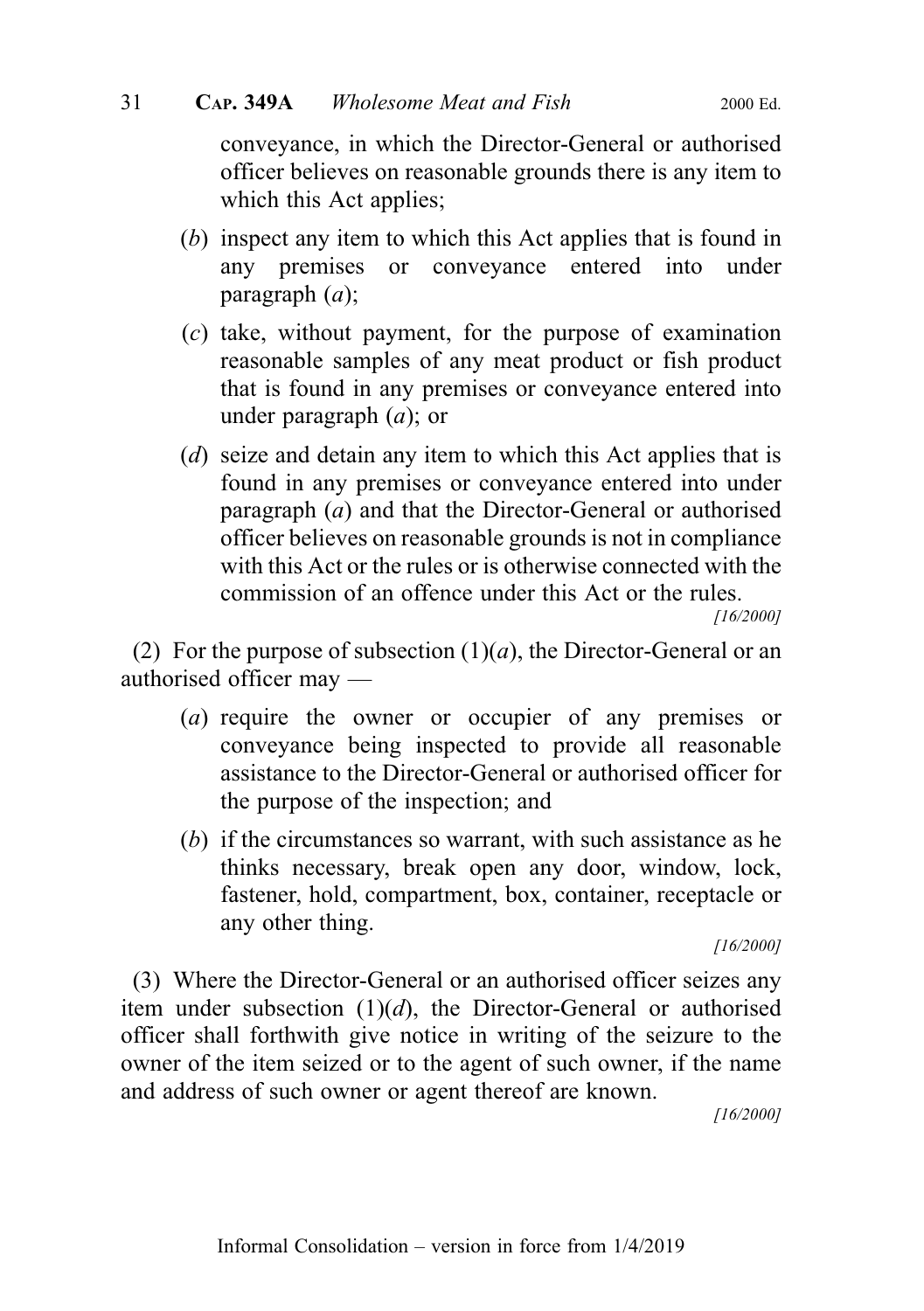conveyance, in which the Director-General or authorised officer believes on reasonable grounds there is any item to which this Act applies;

(*b*) inspect any item to which this Act applies that is found in any premises or conveyance entered into under paragraph (*a*);

(*c*) take, without payment, for the purpose of examination reasonable samples of any meat product or fish product that is found in any premises or conveyance entered into under paragraph (*a*); or

(*d*) seize and detain any item to which this Act applies that is found in any premises or conveyance entered into under paragraph (*a*) and that the Director-General or authorised officer believes on reasonable grounds is not in compliance with this Act or the rules or is otherwise connected with the commission of an offence under this Act or the rules.

*[16/2000]*

(2) For the purpose of subsection (1)(*a*), the Director-General or an authorised officer may —

(*a*) require the owner or occupier of any premises or conveyance being inspected to provide all reasonable assistance to the Director-General or authorised officer for the purpose of the inspection; and

(*b*) if the circumstances so warrant, with such assistance as he thinks necessary, break open any door, window, lock, fastener, hold, compartment, box, container, receptacle or any other thing.

*[16/2000]*

(3) Where the Director-General or an authorised officer seizes any item under subsection (1)(*d*), the Director-General or authorised officer shall forthwith give notice in writing of the seizure to the owner of the item seized or to the agent of such owner, if the name and address of such owner or agent thereof are known.

*[16/2000]*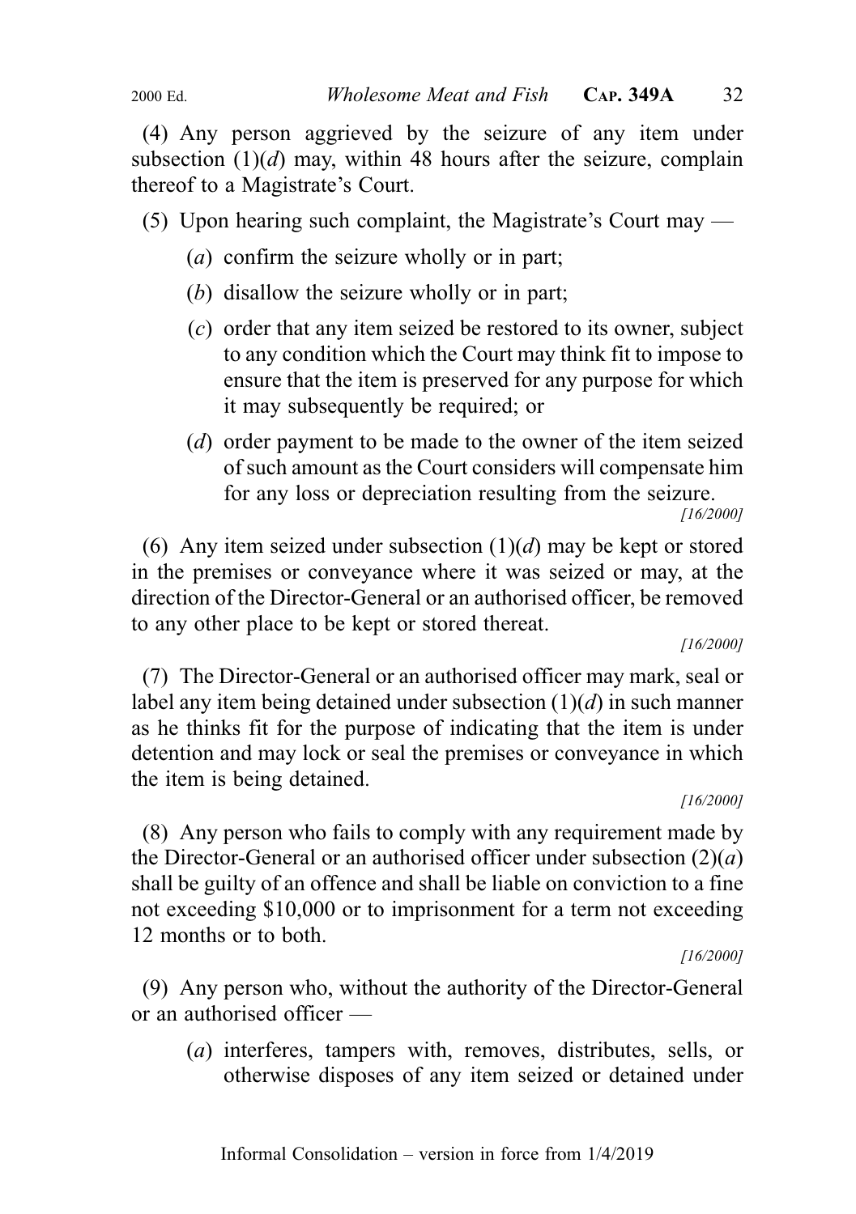(4) Any person aggrieved by the seizure of any item under subsection (1)(*d*) may, within 48 hours after the seizure, complain thereof to a Magistrate's Court.

(5) Upon hearing such complaint, the Magistrate's Court may —

(*a*) confirm the seizure wholly or in part;

(*b*) disallow the seizure wholly or in part;

(*c*) order that any item seized be restored to its owner, subject to any condition which the Court may think fit to impose to ensure that the item is preserved for any purpose for which it may subsequently be required; or

(*d*) order payment to be made to the owner of the item seized of such amount as the Court considers will compensate him for any loss or depreciation resulting from the seizure.

*[16/2000]*

(6) Any item seized under subsection (1)(*d*) may be kept or stored in the premises or conveyance where it was seized or may, at the direction of the Director-General or an authorised officer, be removed to any other place to be kept or stored thereat.

*[16/2000]*

(7) The Director-General or an authorised officer may mark, seal or label any item being detained under subsection (1)(*d*) in such manner as he thinks fit for the purpose of indicating that the item is under detention and may lock or seal the premises or conveyance in which the item is being detained.

*[16/2000]*

(8) Any person who fails to comply with any requirement made by the Director-General or an authorised officer under subsection (2)(*a*) shall be guilty of an offence and shall be liable on conviction to a fine not exceeding $10,000 or to imprisonment for a term not exceeding 12 months or to both.

*[16/2000]*

(9) Any person who, without the authority of the Director-General or an authorised officer —

(*a*) interferes, tampers with, removes, distributes, sells, or otherwise disposes of any item seized or detained under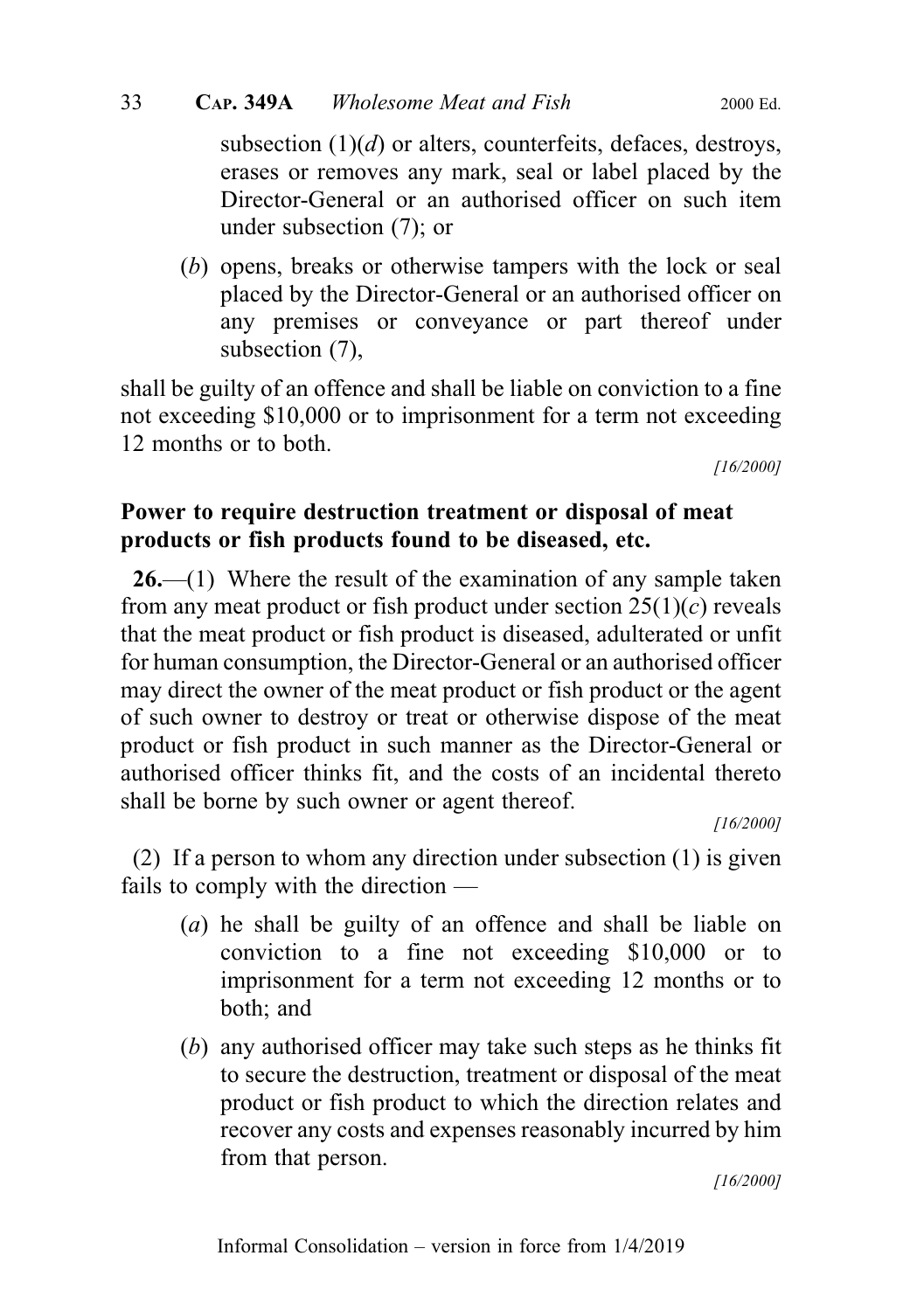subsection (1)(*d*) or alters, counterfeits, defaces, destroys, erases or removes any mark, seal or label placed by the Director-General or an authorised officer on such item under subsection (7); or

(*b*) opens, breaks or otherwise tampers with the lock or seal placed by the Director-General or an authorised officer on any premises or conveyance or part thereof under subsection (7),

shall be guilty of an offence and shall be liable on conviction to a fine not exceeding $10,000 or to imprisonment for a term not exceeding 12 months or to both.

*[16/2000]*

**Power to require destruction treatment or disposal of meat products or fish products found to be diseased, etc.**

**26.**—(1) Where the result of the examination of any sample taken from any meat product or fish product under section 25(1)(*c*) reveals that the meat product or fish product is diseased, adulterated or unfit for human consumption, the Director-General or an authorised officer may direct the owner of the meat product or fish product or the agent of such owner to destroy or treat or otherwise dispose of the meat product or fish product in such manner as the Director-General or authorised officer thinks fit, and the costs of an incidental thereto shall be borne by such owner or agent thereof.

*[16/2000]*

(2) If a person to whom any direction under subsection (1) is given fails to comply with the direction —

(*a*) he shall be guilty of an offence and shall be liable on conviction to a fine not exceeding $10,000 or to imprisonment for a term not exceeding 12 months or to both; and

(*b*) any authorised officer may take such steps as he thinks fit to secure the destruction, treatment or disposal of the meat product or fish product to which the direction relates and recover any costs and expenses reasonably incurred by him from that person.

*[16/2000]*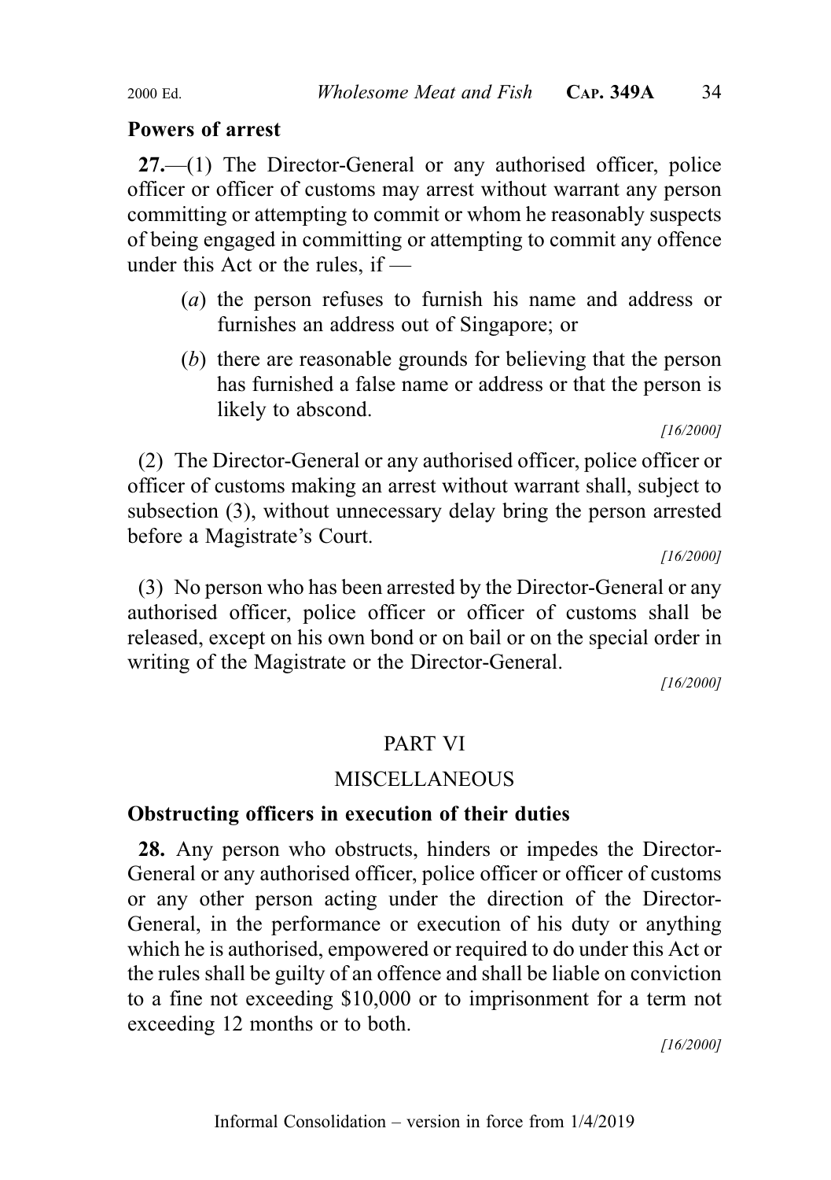**Powers of arrest**

**27.**—(1) The Director-General or any authorised officer, police officer or officer of customs may arrest without warrant any person committing or attempting to commit or whom he reasonably suspects of being engaged in committing or attempting to commit any offence under this Act or the rules, if —

(*a*) the person refuses to furnish his name and address or furnishes an address out of Singapore; or

(*b*) there are reasonable grounds for believing that the person has furnished a false name or address or that the person is likely to abscond.

*[16/2000]*

(2) The Director-General or any authorised officer, police officer or officer of customs making an arrest without warrant shall, subject to subsection (3), without unnecessary delay bring the person arrested before a Magistrate's Court.

*[16/2000]*

(3) No person who has been arrested by the Director-General or any authorised officer, police officer or officer of customs shall be released, except on his own bond or on bail or on the special order in writing of the Magistrate or the Director-General.

*[16/2000]*

## PART VI

## MISCELLANEOUS

**Obstructing officers in execution of their duties**

**28.** Any person who obstructs, hinders or impedes the Director-General or any authorised officer, police officer or officer of customs or any other person acting under the direction of the Director-General, in the performance or execution of his duty or anything which he is authorised, empowered or required to do under this Act or the rules shall be guilty of an offence and shall be liable on conviction to a fine not exceeding $10,000 or to imprisonment for a term not exceeding 12 months or to both.

*[16/2000]*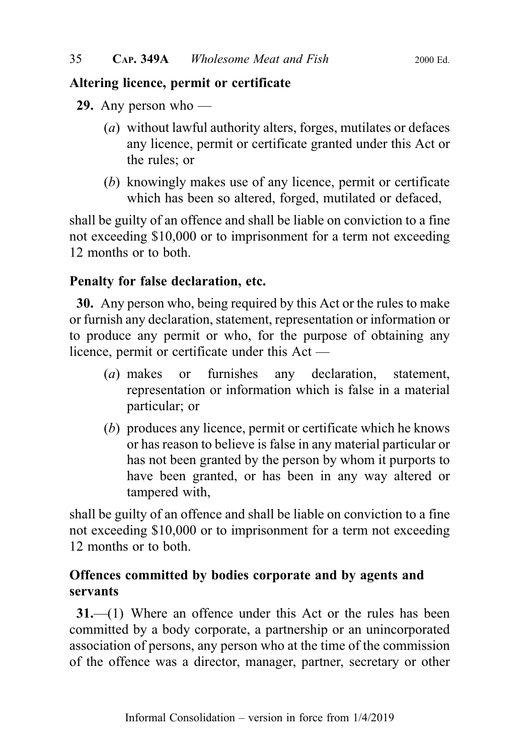**Altering licence, permit or certificate**

**29.** Any person who —

(*a*) without lawful authority alters, forges, mutilates or defaces any licence, permit or certificate granted under this Act or the rules; or

(*b*) knowingly makes use of any licence, permit or certificate which has been so altered, forged, mutilated or defaced,

shall be guilty of an offence and shall be liable on conviction to a fine not exceeding $10,000 or to imprisonment for a term not exceeding 12 months or to both.

**Penalty for false declaration, etc.**

**30.** Any person who, being required by this Act or the rules to make or furnish any declaration, statement, representation or information or to produce any permit or who, for the purpose of obtaining any licence, permit or certificate under this Act —

(*a*) makes or furnishes any declaration, statement, representation or information which is false in a material particular; or

(*b*) produces any licence, permit or certificate which he knows or has reason to believe is false in any material particular or has not been granted by the person by whom it purports to have been granted, or has been in any way altered or tampered with,

shall be guilty of an offence and shall be liable on conviction to a fine not exceeding $10,000 or to imprisonment for a term not exceeding 12 months or to both.

**Offences committed by bodies corporate and by agents and servants**

**31.**—(1) Where an offence under this Act or the rules has been committed by a body corporate, a partnership or an unincorporated association of persons, any person who at the time of the commission of the offence was a director, manager, partner, secretary or other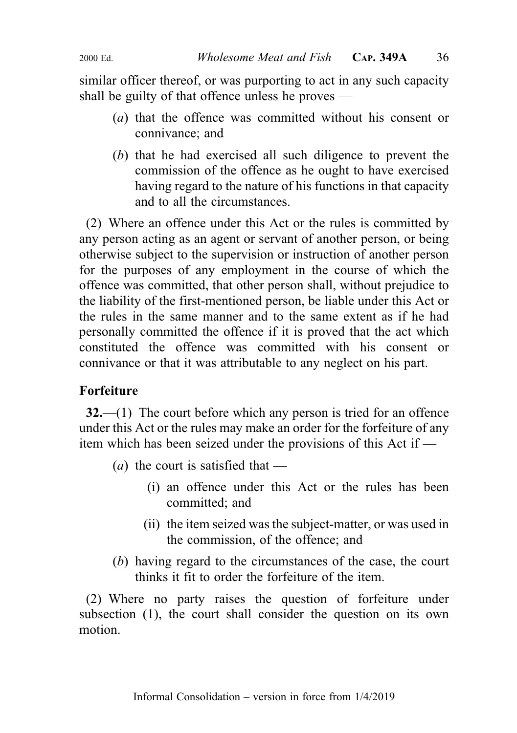similar officer thereof, or was purporting to act in any such capacity shall be guilty of that offence unless he proves —

(*a*) that the offence was committed without his consent or connivance; and

(*b*) that he had exercised all such diligence to prevent the commission of the offence as he ought to have exercised having regard to the nature of his functions in that capacity and to all the circumstances.

(2) Where an offence under this Act or the rules is committed by any person acting as an agent or servant of another person, or being otherwise subject to the supervision or instruction of another person for the purposes of any employment in the course of which the offence was committed, that other person shall, without prejudice to the liability of the first-mentioned person, be liable under this Act or the rules in the same manner and to the same extent as if he had personally committed the offence if it is proved that the act which constituted the offence was committed with his consent or connivance or that it was attributable to any neglect on his part.

**Forfeiture**

**32.**—(1) The court before which any person is tried for an offence under this Act or the rules may make an order for the forfeiture of any item which has been seized under the provisions of this Act if —

(*a*) the court is satisfied that —

(i) an offence under this Act or the rules has been committed; and

(ii) the item seized was the subject-matter, or was used in the commission, of the offence; and

(*b*) having regard to the circumstances of the case, the court thinks it fit to order the forfeiture of the item.

(2) Where no party raises the question of forfeiture under subsection (1), the court shall consider the question on its own motion.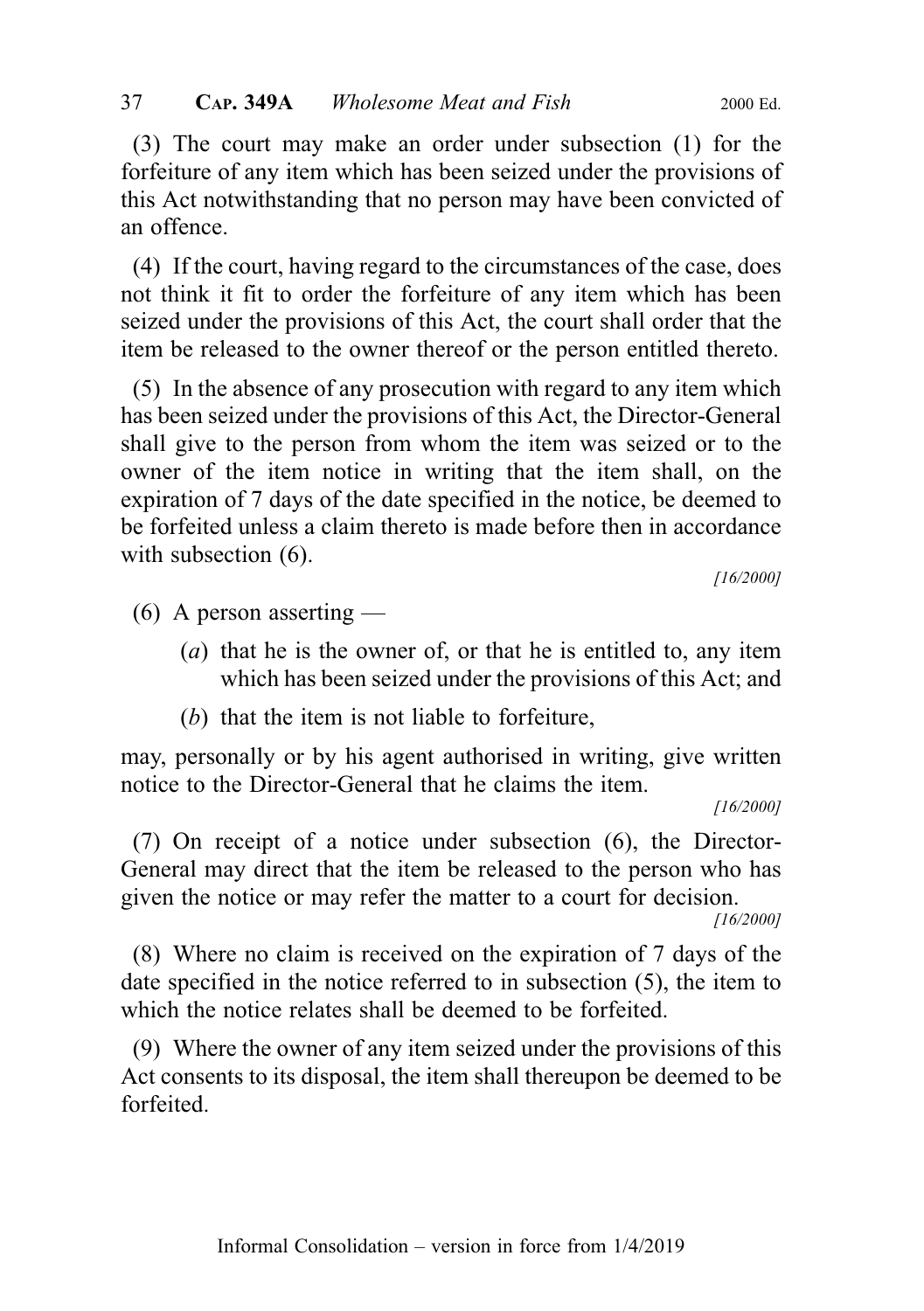(3) The court may make an order under subsection (1) for the forfeiture of any item which has been seized under the provisions of this Act notwithstanding that no person may have been convicted of an offence.

(4) If the court, having regard to the circumstances of the case, does not think it fit to order the forfeiture of any item which has been seized under the provisions of this Act, the court shall order that the item be released to the owner thereof or the person entitled thereto.

(5) In the absence of any prosecution with regard to any item which has been seized under the provisions of this Act, the Director-General shall give to the person from whom the item was seized or to the owner of the item notice in writing that the item shall, on the expiration of 7 days of the date specified in the notice, be deemed to be forfeited unless a claim thereto is made before then in accordance with subsection (6).

*[16/2000]*

(6) A person asserting —

(*a*) that he is the owner of, or that he is entitled to, any item which has been seized under the provisions of this Act; and

(*b*) that the item is not liable to forfeiture,

may, personally or by his agent authorised in writing, give written notice to the Director-General that he claims the item.

*[16/2000]*

(7) On receipt of a notice under subsection (6), the Director-General may direct that the item be released to the person who has given the notice or may refer the matter to a court for decision.

*[16/2000]*

(8) Where no claim is received on the expiration of 7 days of the date specified in the notice referred to in subsection (5), the item to which the notice relates shall be deemed to be forfeited.

(9) Where the owner of any item seized under the provisions of this Act consents to its disposal, the item shall thereupon be deemed to be forfeited.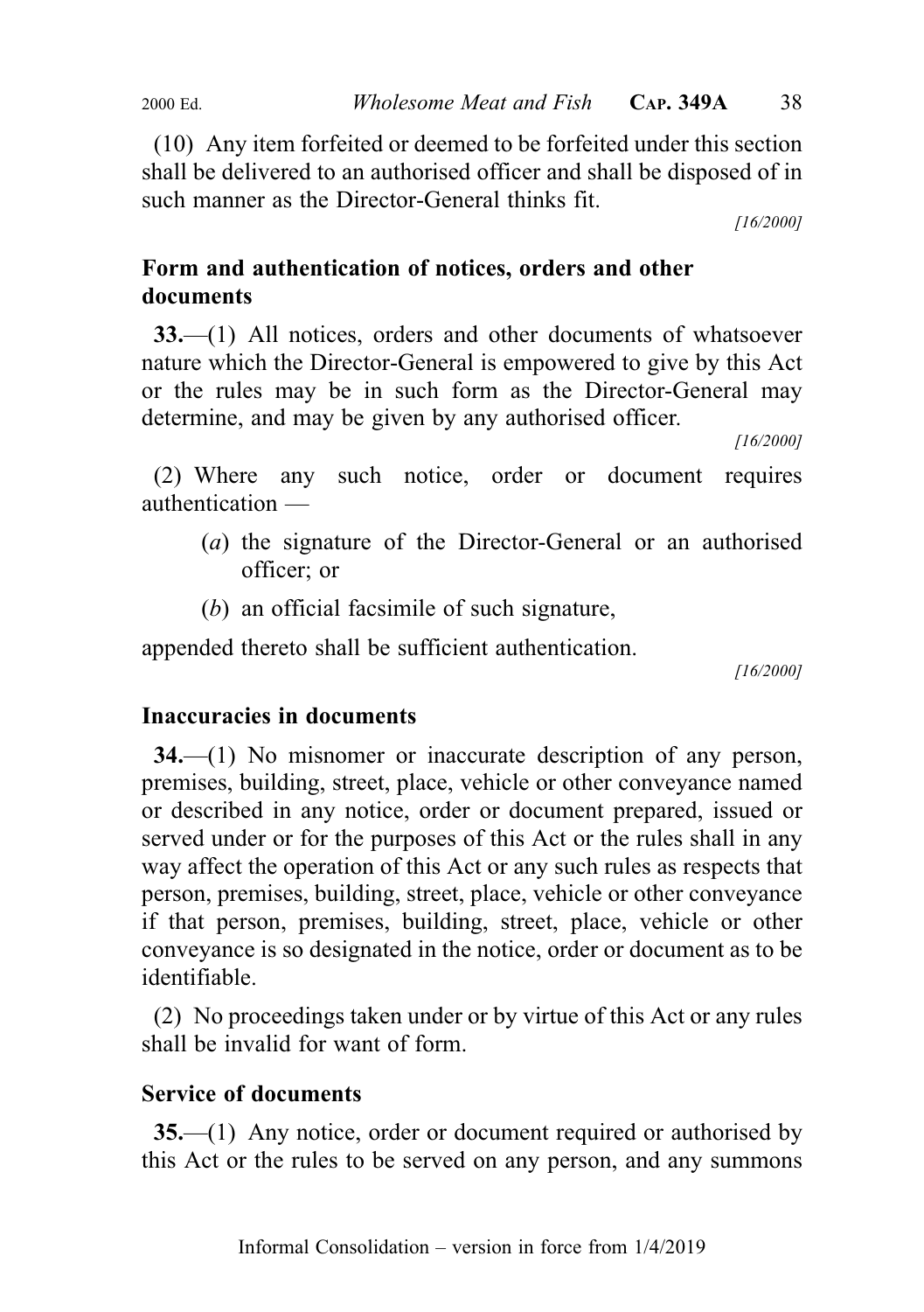(10) Any item forfeited or deemed to be forfeited under this section shall be delivered to an authorised officer and shall be disposed of in such manner as the Director-General thinks fit.

[16/2000]

### Form and authentication of notices, orders and other documents

**33.**—(1) All notices, orders and other documents of whatsoever nature which the Director-General is empowered to give by this Act or the rules may be in such form as the Director-General may determine, and may be given by any authorised officer.

[16/2000]

(2) Where any such notice, order or document requires authentication —

- (*a*) the signature of the Director-General or an authorised officer; or
- (*b*) an official facsimile of such signature,

appended thereto shall be sufficient authentication.

[16/2000]

### Inaccuracies in documents

**34.**—(1) No misnomer or inaccurate description of any person, premises, building, street, place, vehicle or other conveyance named or described in any notice, order or document prepared, issued or served under or for the purposes of this Act or the rules shall in any way affect the operation of this Act or any such rules as respects that person, premises, building, street, place, vehicle or other conveyance if that person, premises, building, street, place, vehicle or other conveyance is so designated in the notice, order or document as to be identifiable.

(2) No proceedings taken under or by virtue of this Act or any rules shall be invalid for want of form.

### Service of documents

**35.**—(1) Any notice, order or document required or authorised by this Act or the rules to be served on any person, and any summons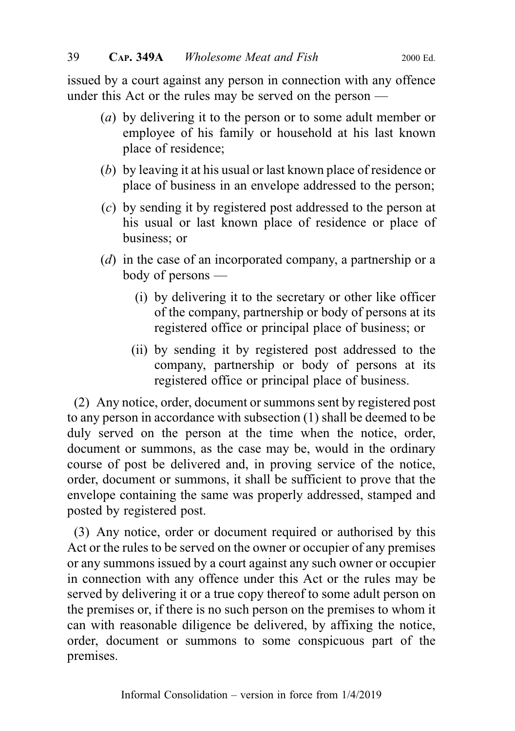issued by a court against any person in connection with any offence under this Act or the rules may be served on the person —

(*a*) by delivering it to the person or to some adult member or employee of his family or household at his last known place of residence;

(*b*) by leaving it at his usual or last known place of residence or place of business in an envelope addressed to the person;

(*c*) by sending it by registered post addressed to the person at his usual or last known place of residence or place of business; or

(*d*) in the case of an incorporated company, a partnership or a body of persons —

(i) by delivering it to the secretary or other like officer of the company, partnership or body of persons at its registered office or principal place of business; or

(ii) by sending it by registered post addressed to the company, partnership or body of persons at its registered office or principal place of business.

(2) Any notice, order, document or summons sent by registered post to any person in accordance with subsection (1) shall be deemed to be duly served on the person at the time when the notice, order, document or summons, as the case may be, would in the ordinary course of post be delivered and, in proving service of the notice, order, document or summons, it shall be sufficient to prove that the envelope containing the same was properly addressed, stamped and posted by registered post.

(3) Any notice, order or document required or authorised by this Act or the rules to be served on the owner or occupier of any premises or any summons issued by a court against any such owner or occupier in connection with any offence under this Act or the rules may be served by delivering it or a true copy thereof to some adult person on the premises or, if there is no such person on the premises to whom it can with reasonable diligence be delivered, by affixing the notice, order, document or summons to some conspicuous part of the premises.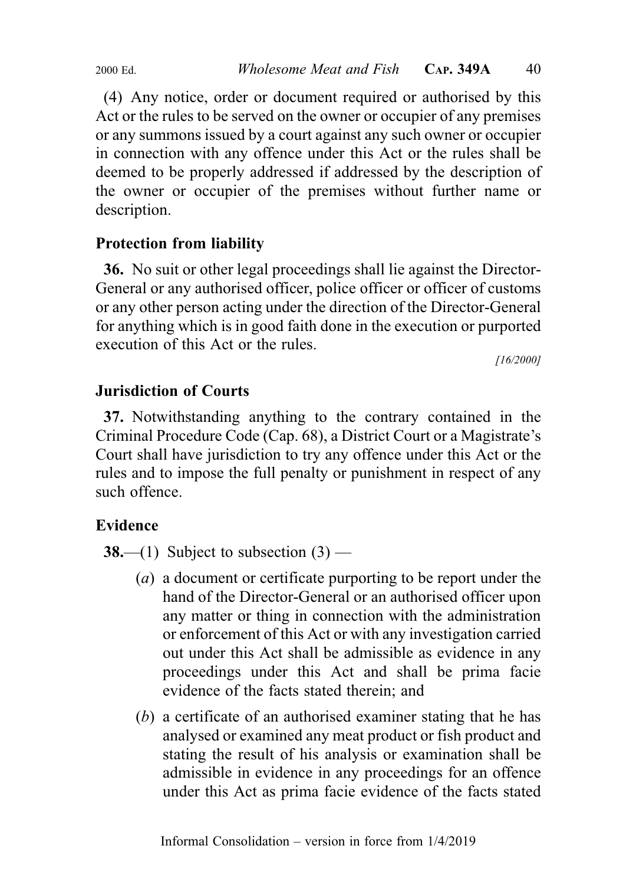(4) Any notice, order or document required or authorised by this Act or the rules to be served on the owner or occupier of any premises or any summons issued by a court against any such owner or occupier in connection with any offence under this Act or the rules shall be deemed to be properly addressed if addressed by the description of the owner or occupier of the premises without further name or description.

### Protection from liability

**36.** No suit or other legal proceedings shall lie against the Director-General or any authorised officer, police officer or officer of customs or any other person acting under the direction of the Director-General for anything which is in good faith done in the execution or purported execution of this Act or the rules.

[16/2000]

### Jurisdiction of Courts

**37.** Notwithstanding anything to the contrary contained in the Criminal Procedure Code (Cap. 68), a District Court or a Magistrate's Court shall have jurisdiction to try any offence under this Act or the rules and to impose the full penalty or punishment in respect of any such offence.

### Evidence

**38.**—(1) Subject to subsection (3) —

(*a*) a document or certificate purporting to be report under the hand of the Director-General or an authorised officer upon any matter or thing in connection with the administration or enforcement of this Act or with any investigation carried out under this Act shall be admissible as evidence in any proceedings under this Act and shall be prima facie evidence of the facts stated therein; and

(*b*) a certificate of an authorised examiner stating that he has analysed or examined any meat product or fish product and stating the result of his analysis or examination shall be admissible in evidence in any proceedings for an offence under this Act as prima facie evidence of the facts stated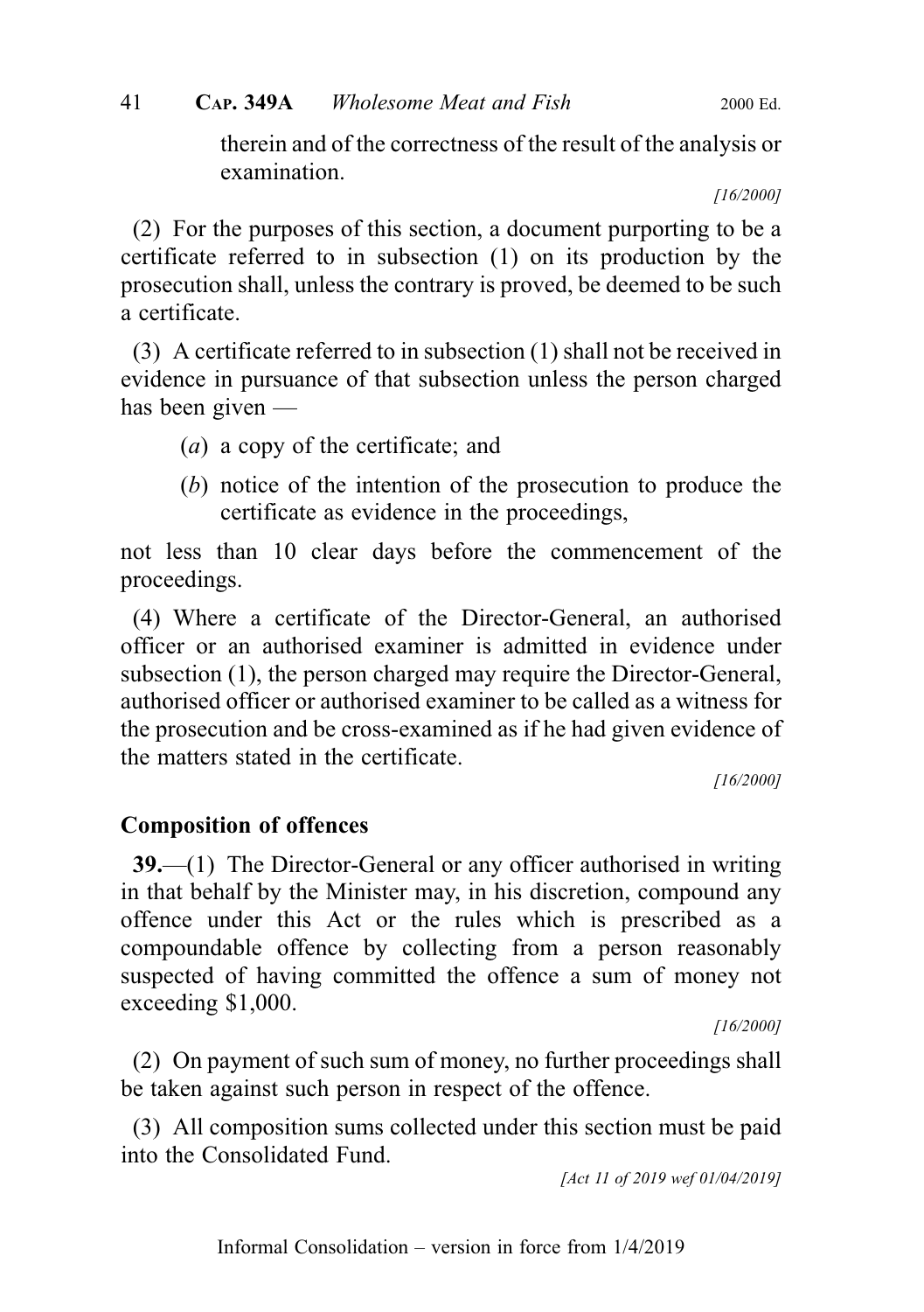therein and of the correctness of the result of the analysis or examination.

[16/2000]

(2) For the purposes of this section, a document purporting to be a certificate referred to in subsection (1) on its production by the prosecution shall, unless the contrary is proved, be deemed to be such a certificate.

(3) A certificate referred to in subsection (1) shall not be received in evidence in pursuance of that subsection unless the person charged has been given —

(*a*) a copy of the certificate; and

(*b*) notice of the intention of the prosecution to produce the certificate as evidence in the proceedings,

not less than 10 clear days before the commencement of the proceedings.

(4) Where a certificate of the Director-General, an authorised officer or an authorised examiner is admitted in evidence under subsection (1), the person charged may require the Director-General, authorised officer or authorised examiner to be called as a witness for the prosecution and be cross-examined as if he had given evidence of the matters stated in the certificate.

[16/2000]

### Composition of offences

**39.**—(1) The Director-General or any officer authorised in writing in that behalf by the Minister may, in his discretion, compound any offence under this Act or the rules which is prescribed as a compoundable offence by collecting from a person reasonably suspected of having committed the offence a sum of money not exceeding $1,000.

[16/2000]

(2) On payment of such sum of money, no further proceedings shall be taken against such person in respect of the offence.

(3) All composition sums collected under this section must be paid into the Consolidated Fund.

[Act 11 of 2019 wef 01/04/2019]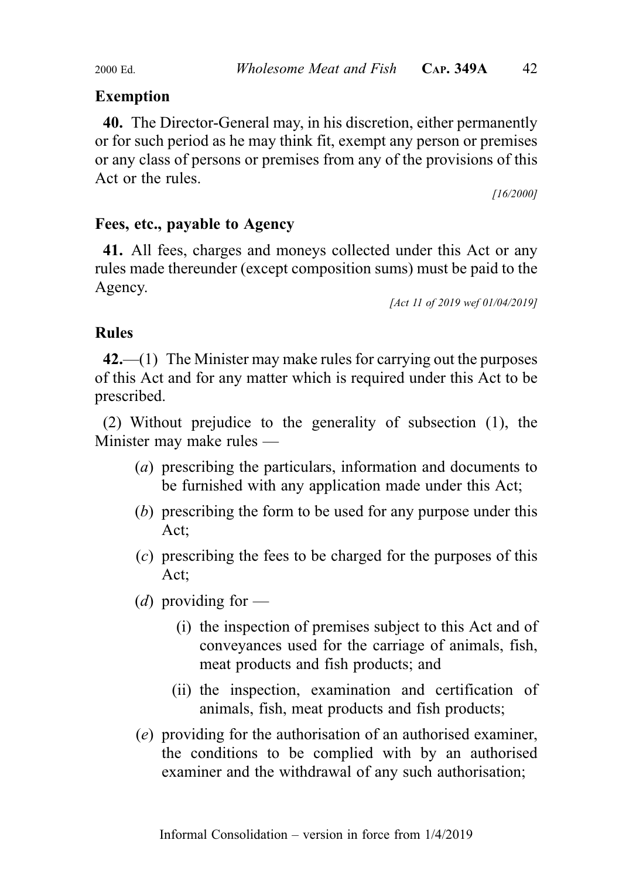**Exemption**

**40.** The Director-General may, in his discretion, either permanently or for such period as he may think fit, exempt any person or premises or any class of persons or premises from any of the provisions of this Act or the rules.

[16/2000]

**Fees, etc., payable to Agency**

**41.** All fees, charges and moneys collected under this Act or any rules made thereunder (except composition sums) must be paid to the Agency.

[Act 11 of 2019 wef 01/04/2019]

**Rules**

**42.**—(1) The Minister may make rules for carrying out the purposes of this Act and for any matter which is required under this Act to be prescribed.

(2) Without prejudice to the generality of subsection (1), the Minister may make rules —

(*a*) prescribing the particulars, information and documents to be furnished with any application made under this Act;

(*b*) prescribing the form to be used for any purpose under this Act;

(*c*) prescribing the fees to be charged for the purposes of this Act;

(*d*) providing for —

(i) the inspection of premises subject to this Act and of conveyances used for the carriage of animals, fish, meat products and fish products; and

(ii) the inspection, examination and certification of animals, fish, meat products and fish products;

(*e*) providing for the authorisation of an authorised examiner, the conditions to be complied with by an authorised examiner and the withdrawal of any such authorisation;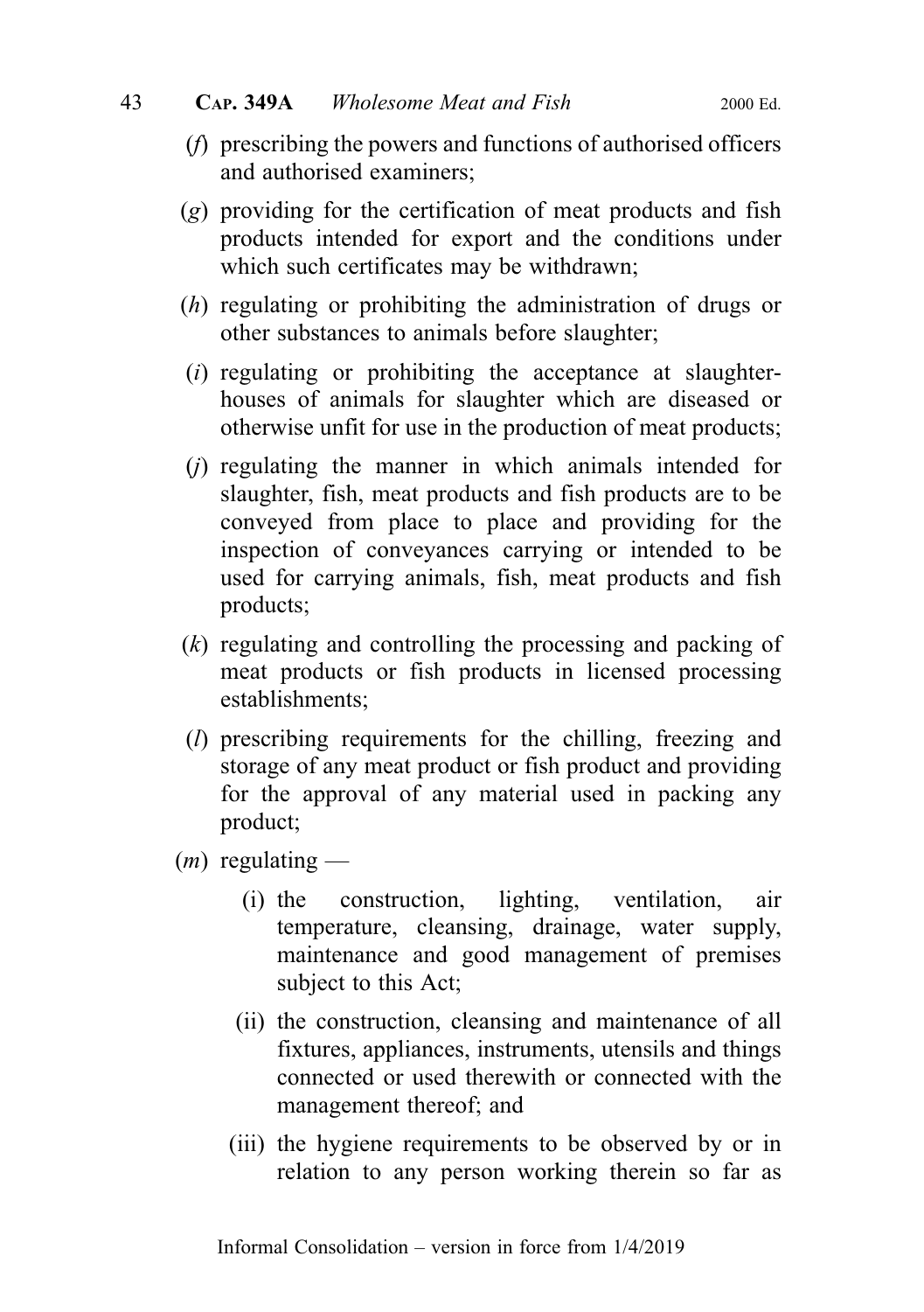(*f*) prescribing the powers and functions of authorised officers and authorised examiners;

(*g*) providing for the certification of meat products and fish products intended for export and the conditions under which such certificates may be withdrawn;

(*h*) regulating or prohibiting the administration of drugs or other substances to animals before slaughter;

(*i*) regulating or prohibiting the acceptance at slaughter-houses of animals for slaughter which are diseased or otherwise unfit for use in the production of meat products;

(*j*) regulating the manner in which animals intended for slaughter, fish, meat products and fish products are to be conveyed from place to place and providing for the inspection of conveyances carrying or intended to be used for carrying animals, fish, meat products and fish products;

(*k*) regulating and controlling the processing and packing of meat products or fish products in licensed processing establishments;

(*l*) prescribing requirements for the chilling, freezing and storage of any meat product or fish product and providing for the approval of any material used in packing any product;

(*m*) regulating —

(i) the construction, lighting, ventilation, air temperature, cleansing, drainage, water supply, maintenance and good management of premises subject to this Act;

(ii) the construction, cleansing and maintenance of all fixtures, appliances, instruments, utensils and things connected or used therewith or connected with the management thereof; and

(iii) the hygiene requirements to be observed by or in relation to any person working therein so far as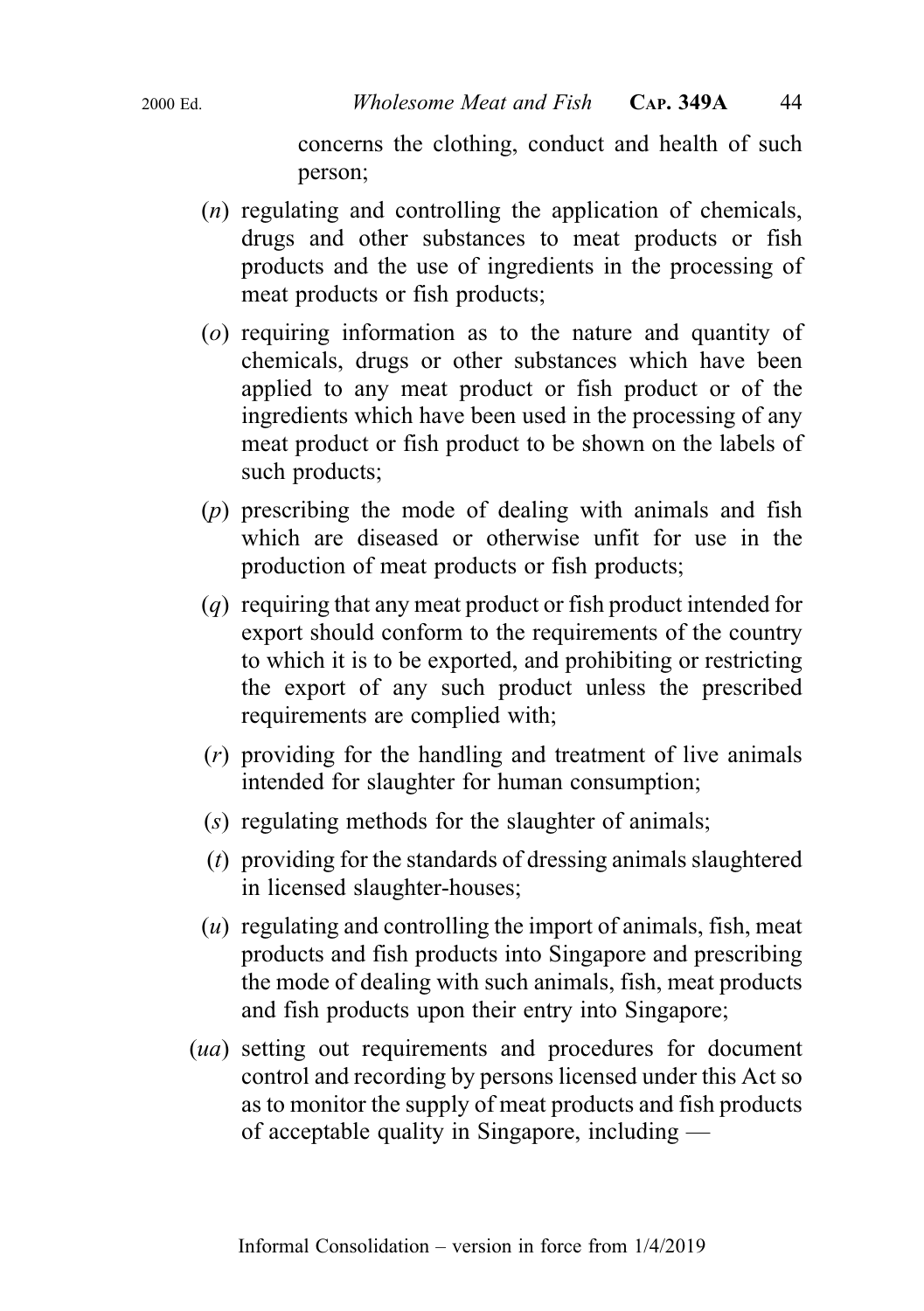concerns the clothing, conduct and health of such person;

(*n*) regulating and controlling the application of chemicals, drugs and other substances to meat products or fish products and the use of ingredients in the processing of meat products or fish products;

(*o*) requiring information as to the nature and quantity of chemicals, drugs or other substances which have been applied to any meat product or fish product or of the ingredients which have been used in the processing of any meat product or fish product to be shown on the labels of such products;

(*p*) prescribing the mode of dealing with animals and fish which are diseased or otherwise unfit for use in the production of meat products or fish products;

(*q*) requiring that any meat product or fish product intended for export should conform to the requirements of the country to which it is to be exported, and prohibiting or restricting the export of any such product unless the prescribed requirements are complied with;

(*r*) providing for the handling and treatment of live animals intended for slaughter for human consumption;

(*s*) regulating methods for the slaughter of animals;

(*t*) providing for the standards of dressing animals slaughtered in licensed slaughter-houses;

(*u*) regulating and controlling the import of animals, fish, meat products and fish products into Singapore and prescribing the mode of dealing with such animals, fish, meat products and fish products upon their entry into Singapore;

(*ua*) setting out requirements and procedures for document control and recording by persons licensed under this Act so as to monitor the supply of meat products and fish products of acceptable quality in Singapore, including —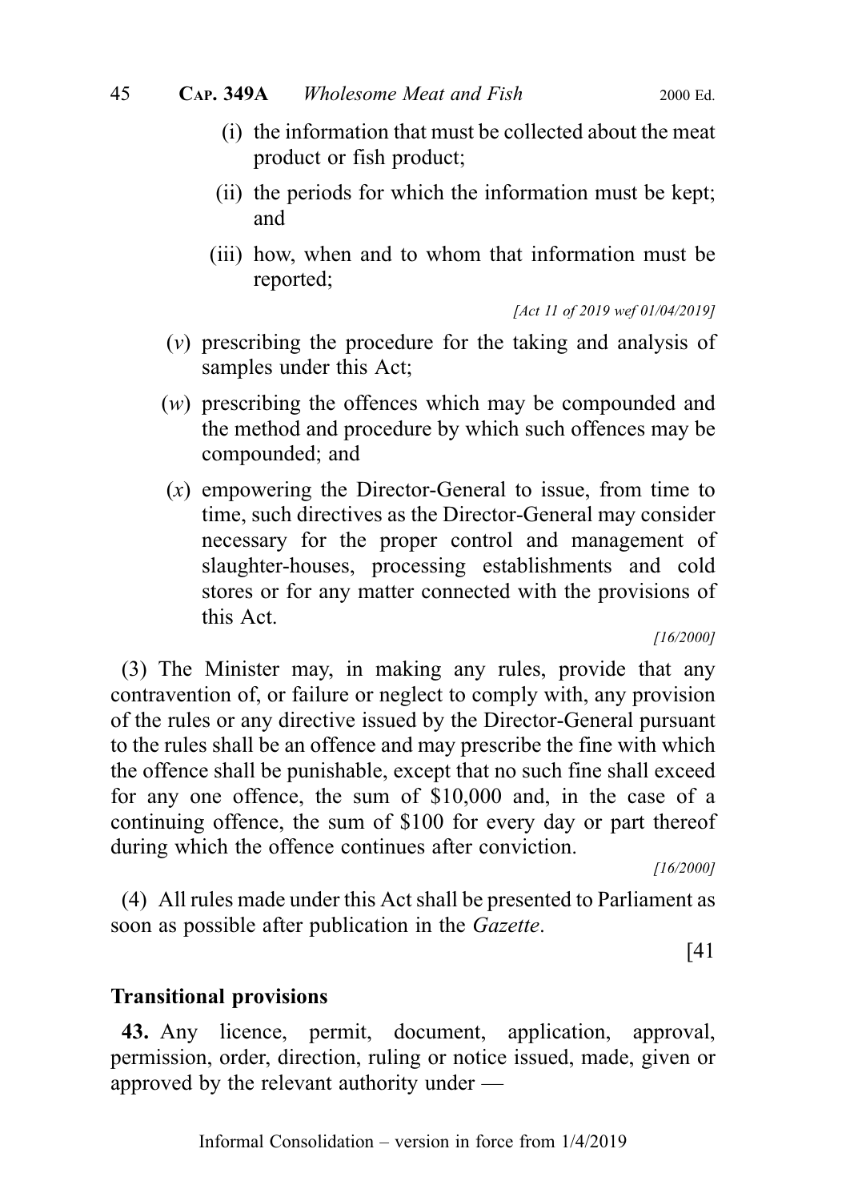(i) the information that must be collected about the meat product or fish product;

(ii) the periods for which the information must be kept; and

(iii) how, when and to whom that information must be reported;

*[Act 11 of 2019 wef 01/04/2019]*

(*v*) prescribing the procedure for the taking and analysis of samples under this Act;

(*w*) prescribing the offences which may be compounded and the method and procedure by which such offences may be compounded; and

(*x*) empowering the Director-General to issue, from time to time, such directives as the Director-General may consider necessary for the proper control and management of slaughter-houses, processing establishments and cold stores or for any matter connected with the provisions of this Act.

*[16/2000]*

(3) The Minister may, in making any rules, provide that any contravention of, or failure or neglect to comply with, any provision of the rules or any directive issued by the Director-General pursuant to the rules shall be an offence and may prescribe the fine with which the offence shall be punishable, except that no such fine shall exceed for any one offence, the sum of $10,000 and, in the case of a continuing offence, the sum of $100 for every day or part thereof during which the offence continues after conviction.

*[16/2000]*

(4) All rules made under this Act shall be presented to Parliament as soon as possible after publication in the *Gazette*.

[41

**Transitional provisions**

**43.** Any licence, permit, document, application, approval, permission, order, direction, ruling or notice issued, made, given or approved by the relevant authority under —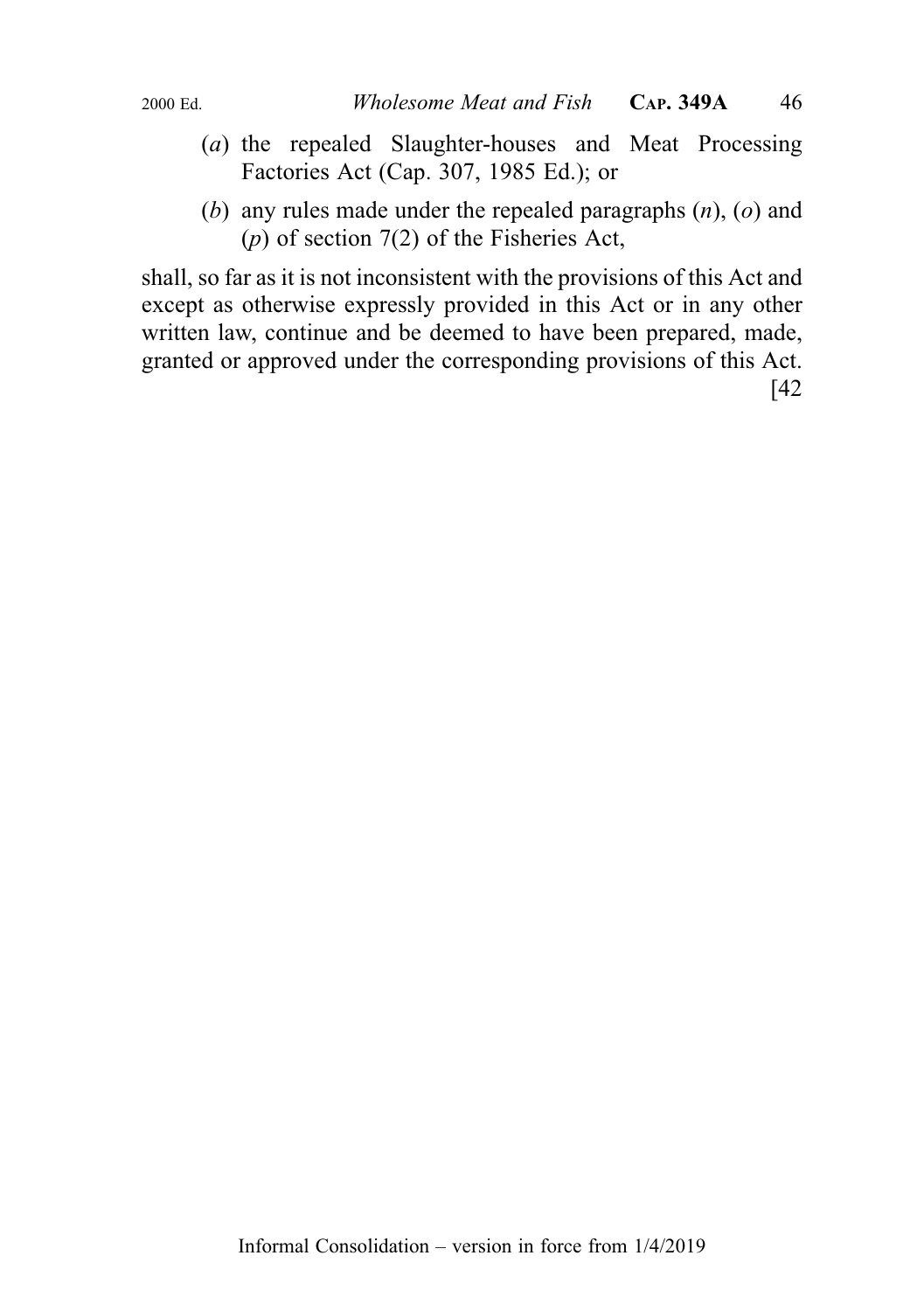(*a*) the repealed Slaughter-houses and Meat Processing Factories Act (Cap. 307, 1985 Ed.); or

(*b*) any rules made under the repealed paragraphs (*n*), (*o*) and (*p*) of section 7(2) of the Fisheries Act,

shall, so far as it is not inconsistent with the provisions of this Act and except as otherwise expressly provided in this Act or in any other written law, continue and be deemed to have been prepared, made, granted or approved under the corresponding provisions of this Act.

[42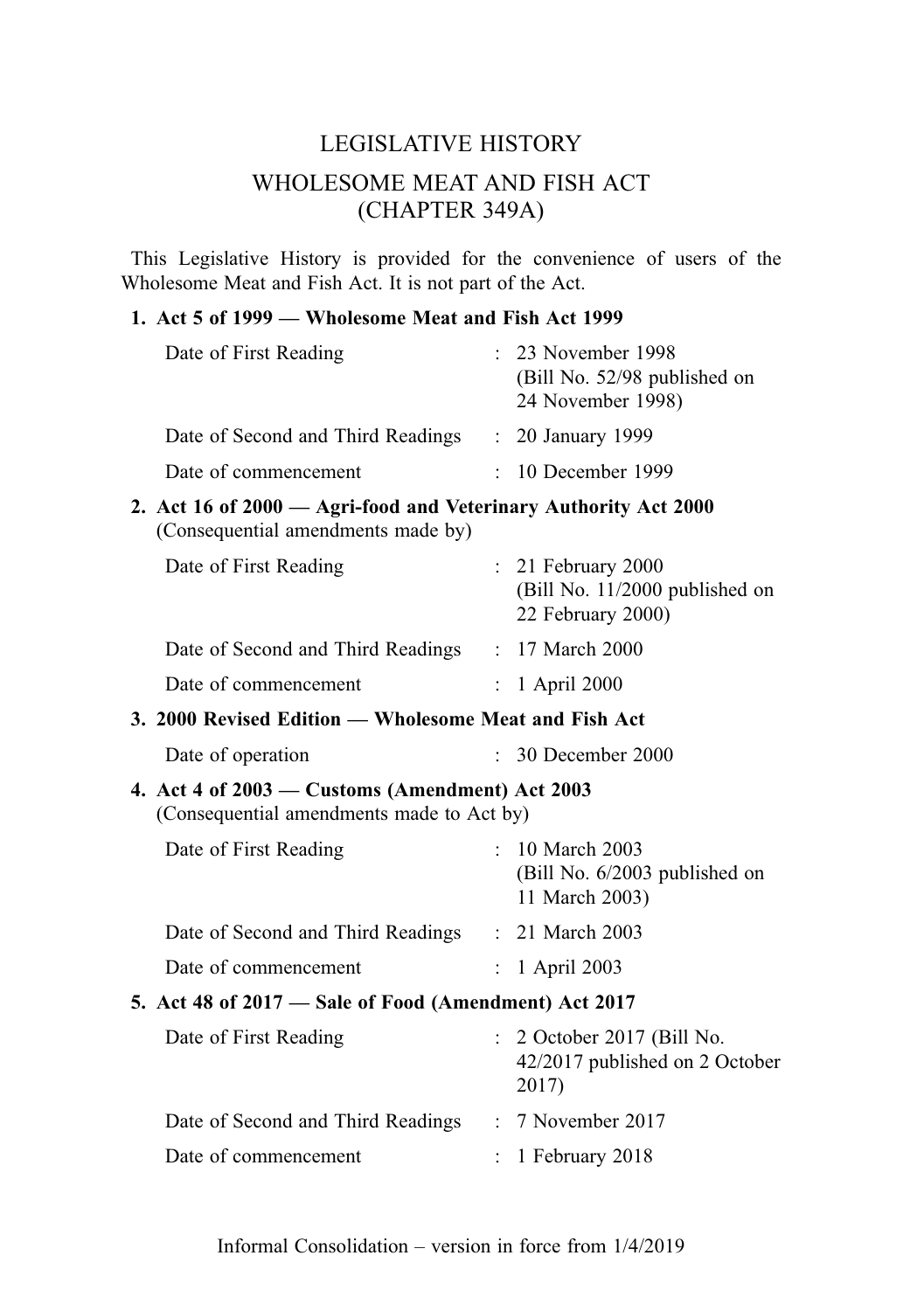# LEGISLATIVE HISTORY

## WHOLESOME MEAT AND FISH ACT (CHAPTER 349A)

This Legislative History is provided for the convenience of users of the Wholesome Meat and Fish Act. It is not part of the Act.

**1. Act 5 of 1999 — Wholesome Meat and Fish Act 1999**

| | | |
|---|---|---|
| Date of First Reading | : | 23 November 1998 (Bill No. 52/98 published on 24 November 1998) |
| Date of Second and Third Readings | : | 20 January 1999 |
| Date of commencement | : | 10 December 1999 |

**2. Act 16 of 2000 — Agri-food and Veterinary Authority Act 2000**
(Consequential amendments made by)

| | | |
|---|---|---|
| Date of First Reading | : | 21 February 2000 (Bill No. 11/2000 published on 22 February 2000) |
| Date of Second and Third Readings | : | 17 March 2000 |
| Date of commencement | : | 1 April 2000 |

**3. 2000 Revised Edition — Wholesome Meat and Fish Act**

| | | |
|---|---|---|
| Date of operation | : | 30 December 2000 |

**4. Act 4 of 2003 — Customs (Amendment) Act 2003**
(Consequential amendments made to Act by)

| | | |
|---|---|---|
| Date of First Reading | : | 10 March 2003 (Bill No. 6/2003 published on 11 March 2003) |
| Date of Second and Third Readings | : | 21 March 2003 |
| Date of commencement | : | 1 April 2003 |

**5. Act 48 of 2017 — Sale of Food (Amendment) Act 2017**

| | | |
|---|---|---|
| Date of First Reading | : | 2 October 2017 (Bill No. 42/2017 published on 2 October 2017) |
| Date of Second and Third Readings | : | 7 November 2017 |
| Date of commencement | : | 1 February 2018 |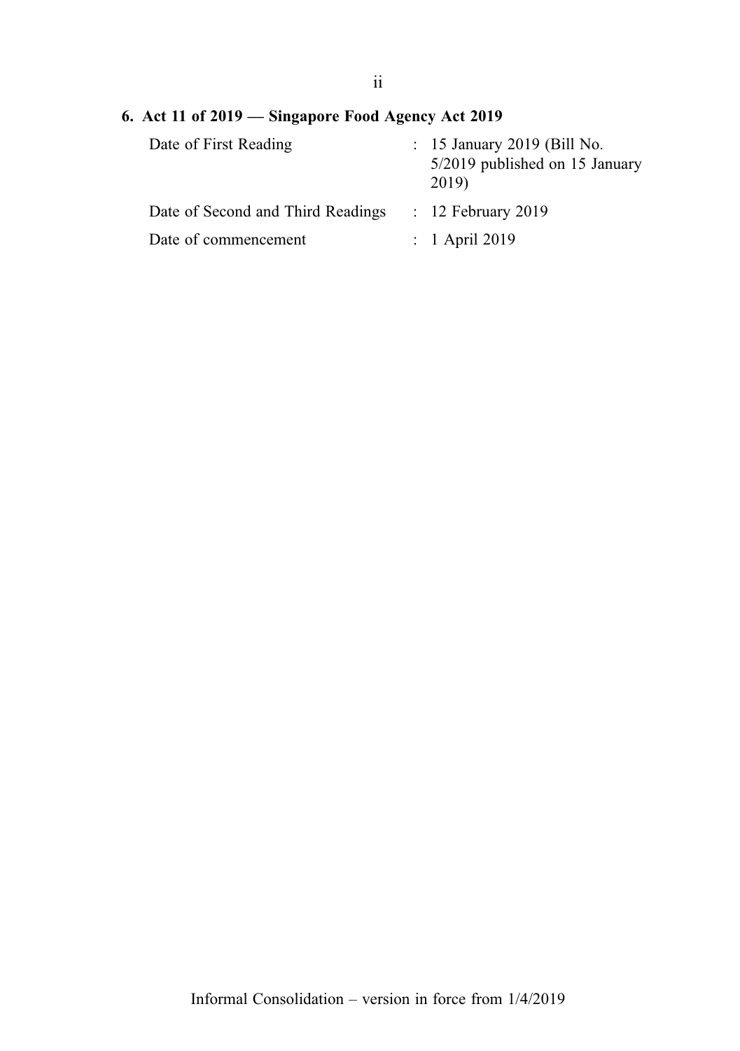### 6. Act 11 of 2019 — Singapore Food Agency Act 2019

| | | |
|---|---|---|
| Date of First Reading | : | 15 January 2019 (Bill No. 5/2019 published on 15 January 2019) |
| Date of Second and Third Readings | : | 12 February 2019 |
| Date of commencement | : | 1 April 2019 |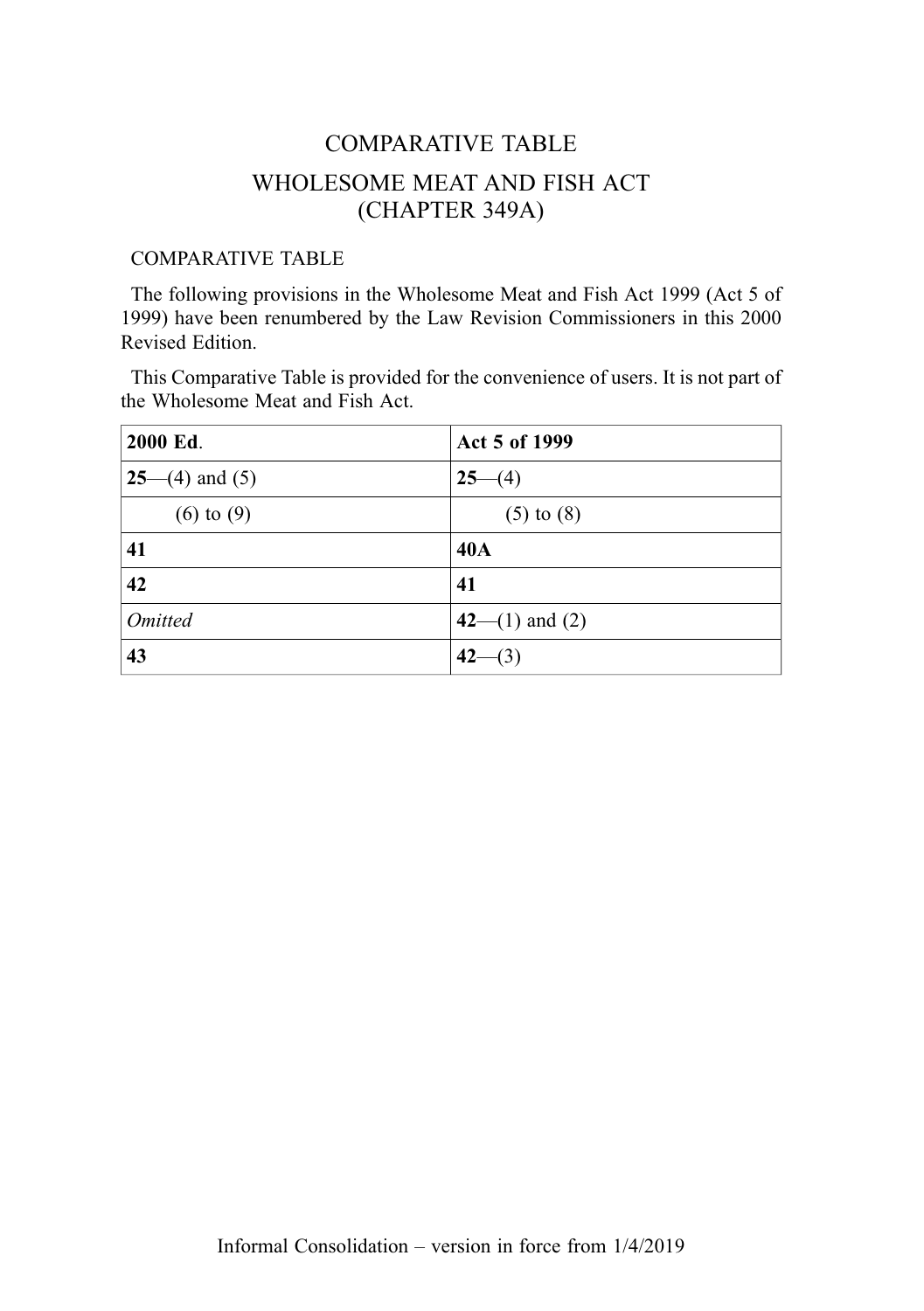# COMPARATIVE TABLE

# WHOLESOME MEAT AND FISH ACT (CHAPTER 349A)

COMPARATIVE TABLE

The following provisions in the Wholesome Meat and Fish Act 1999 (Act 5 of 1999) have been renumbered by the Law Revision Commissioners in this 2000 Revised Edition.

This Comparative Table is provided for the convenience of users. It is not part of the Wholesome Meat and Fish Act.

| **2000 Ed**. | **Act 5 of 1999** |
|---|---|
| **25**—(4) and (5) | **25**—(4) |
| (6) to (9) | (5) to (8) |
| **41** | **40A** |
| **42** | **41** |
| *Omitted* | **42**—(1) and (2) |
| **43** | **42**—(3) |

Informal Consolidation – version in force from 1/4/2019